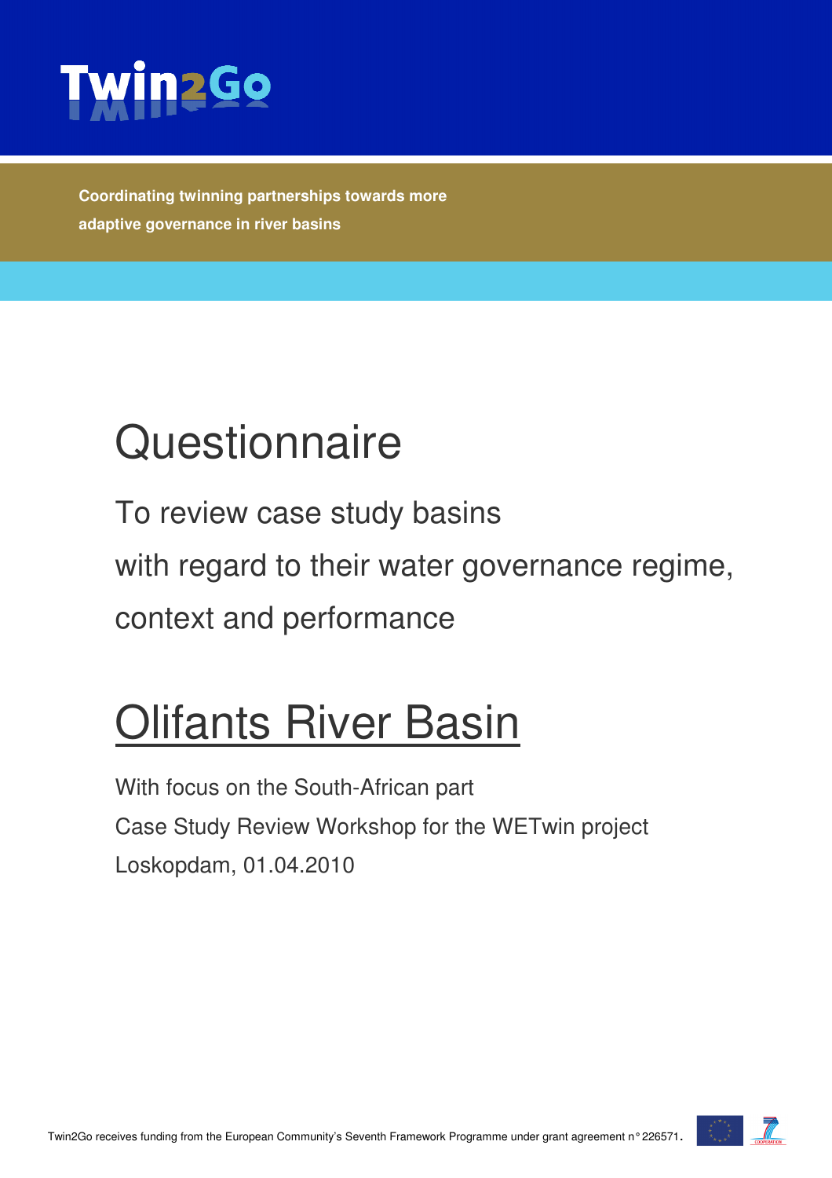Twin2Go

**Coordinating twinning partnerships towards more adaptive governance in river basins**

# Questionnaire

To review case study basins

with regard to their water governance regime,

context and performance

# Olifants River Basin

With focus on the South-African part

Case Study Review Workshop for the WETwin project

Loskopdam, 01.04.2010

Twin2Go receives funding from the European Community's Seventh Framework Programme under grant agreement n° 226571.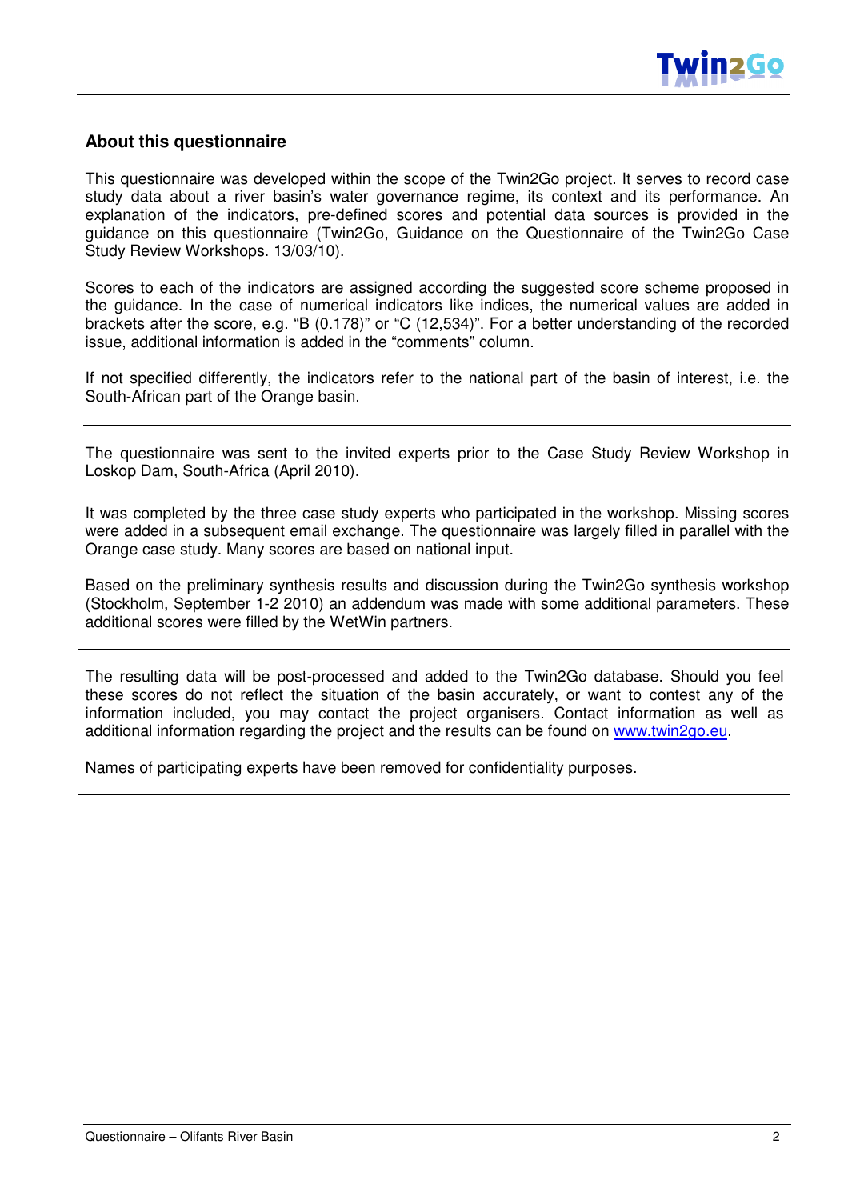## About this questionnaire

This questionnaire was developed within the scope of the Twin2Go project. It serves to record case study data about a river basin's water governance regime, its context and its performance. An explanation of the indicators, pre-defined scores and potential data sources is provided in the guidance on this questionnaire (Twin2Go, Guidance on the Questionnaire of the Twin2Go Case Study Review Workshops. 13/03/10).

Scores to each of the indicators are assigned according the suggested score scheme proposed in the guidance. In the case of numerical indicators like indices, the numerical values are added in brackets after the score, e.g. "B (0.178)" or "C (12,534)". For a better understanding of the recorded issue, additional information is added in the "comments" column.

If not specified differently, the indicators refer to the national part of the basin of interest, i.e. the South-African part of the Orange basin.

---

The questionnaire was sent to the invited experts prior to the Case Study Review Workshop in Loskop Dam, South-Africa (April 2010).

It was completed by the three case study experts who participated in the workshop. Missing scores were added in a subsequent email exchange. The questionnaire was largely filled in parallel with the Orange case study. Many scores are based on national input.

Based on the preliminary synthesis results and discussion during the Twin2Go synthesis workshop (Stockholm, September 1-2 2010) an addendum was made with some additional parameters. These additional scores were filled by the WetWin partners.

---

The resulting data will be post-processed and added to the Twin2Go database. Should you feel these scores do not reflect the situation of the basin accurately, or want to contest any of the information included, you may contact the project organisers. Contact information as well as additional information regarding the project and the results can be found on www.twin2go.eu.

Names of participating experts have been removed for confidentiality purposes.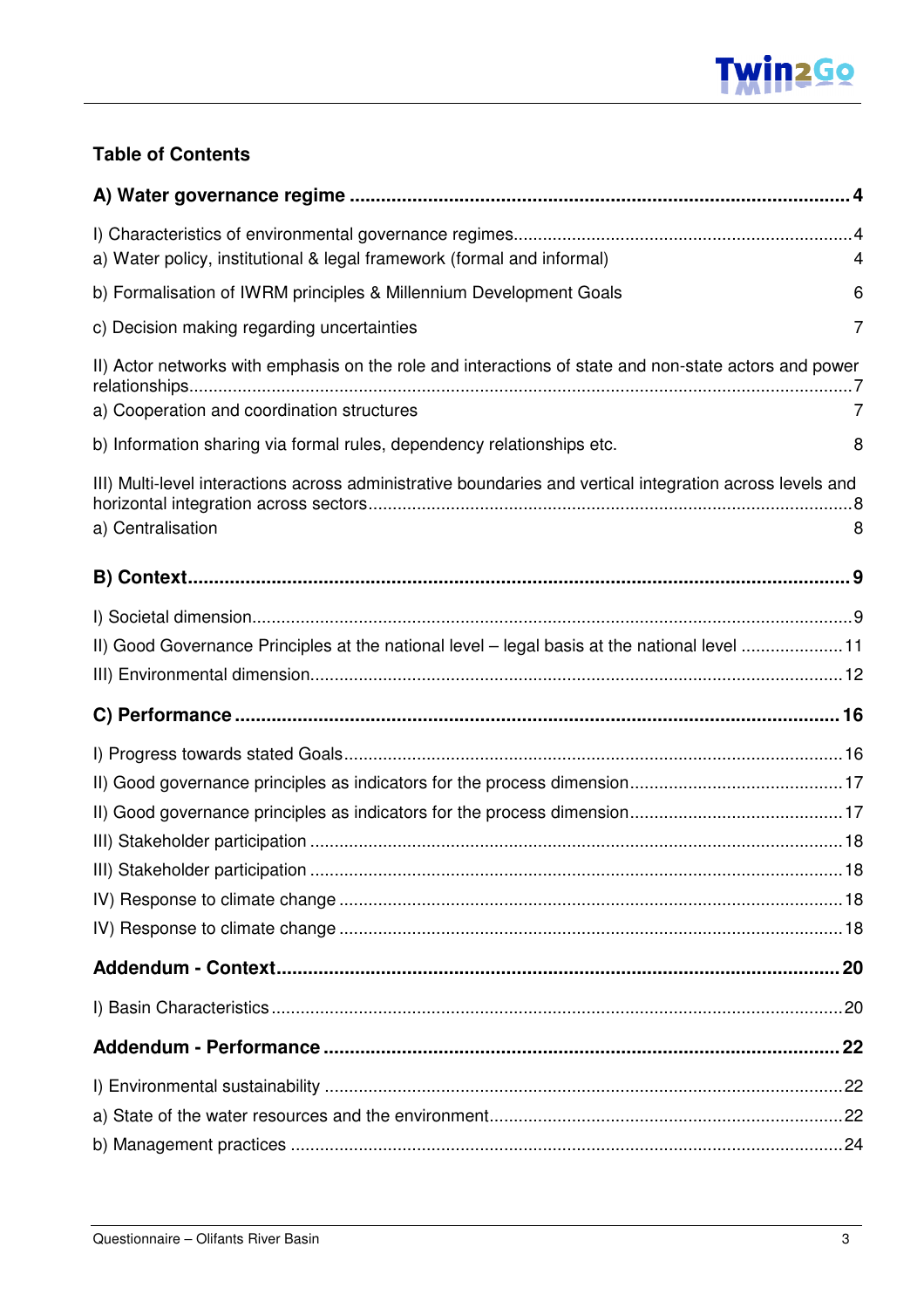## Table of Contents

**A) Water governance regime ..... 4**

I) Characteristics of environmental governance regimes ..... 4

a) Water policy, institutional & legal framework (formal and informal) 4

b) Formalisation of IWRM principles & Millennium Development Goals 6

c) Decision making regarding uncertainties 7

II) Actor networks with emphasis on the role and interactions of state and non-state actors and power relationships ..... 7

a) Cooperation and coordination structures 7

b) Information sharing via formal rules, dependency relationships etc. 8

III) Multi-level interactions across administrative boundaries and vertical integration across levels and horizontal integration across sectors ..... 8

a) Centralisation 8

**B) Context ..... 9**

I) Societal dimension ..... 9

II) Good Governance Principles at the national level – legal basis at the national level ..... 11

III) Environmental dimension ..... 12

**C) Performance ..... 16**

I) Progress towards stated Goals ..... 16

II) Good governance principles as indicators for the process dimension ..... 17

II) Good governance principles as indicators for the process dimension ..... 17

III) Stakeholder participation ..... 18

III) Stakeholder participation ..... 18

IV) Response to climate change ..... 18

IV) Response to climate change ..... 18

**Addendum - Context ..... 20**

I) Basin Characteristics ..... 20

**Addendum - Performance ..... 22**

I) Environmental sustainability ..... 22

a) State of the water resources and the environment ..... 22

b) Management practices ..... 24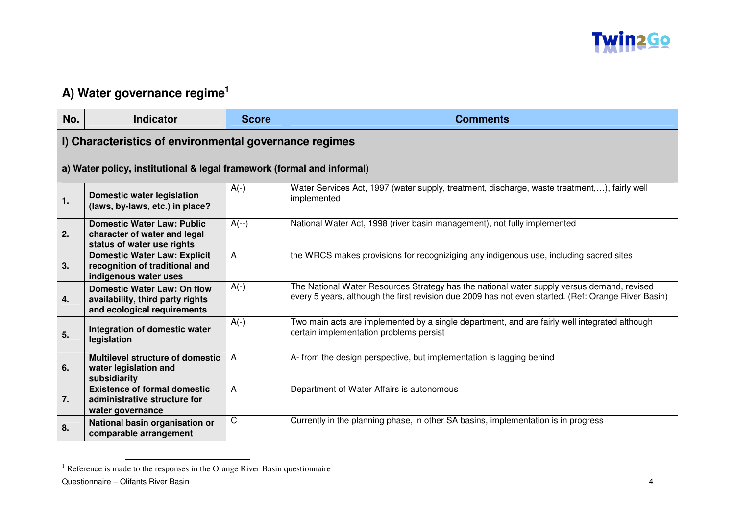## A) Water governance regime[1]

| No. | Indicator | Score | Comments |
|---|---|---|---|
| **I) Characteristics of environmental governance regimes** | | | |
| **a) Water policy, institutional & legal framework (formal and informal)** | | | |
| **1.** | **Domestic water legislation (laws, by-laws, etc.) in place?** | A(-) | Water Services Act, 1997 (water supply, treatment, discharge, waste treatment,…), fairly well implemented |
| **2.** | **Domestic Water Law: Public character of water and legal status of water use rights** | A(--) | National Water Act, 1998 (river basin management), not fully implemented |
| **3.** | **Domestic Water Law: Explicit recognition of traditional and indigenous water uses** | A | the WRCS makes provisions for recogniziging any indigenous use, including sacred sites |
| **4.** | **Domestic Water Law: On flow availability, third party rights and ecological requirements** | A(-) | The National Water Resources Strategy has the national water supply versus demand, revised every 5 years, although the first revision due 2009 has not even started. (Ref: Orange River Basin) |
| **5.** | **Integration of domestic water legislation** | A(-) | Two main acts are implemented by a single department, and are fairly well integrated although certain implementation problems persist |
| **6.** | **Multilevel structure of domestic water legislation and subsidiarity** | A | A- from the design perspective, but implementation is lagging behind |
| **7.** | **Existence of formal domestic administrative structure for water governance** | A | Department of Water Affairs is autonomous |
| **8.** | **National basin organisation or comparable arrangement** | C | Currently in the planning phase, in other SA basins, implementation is in progress |

[1] Reference is made to the responses in the Orange River Basin questionnaire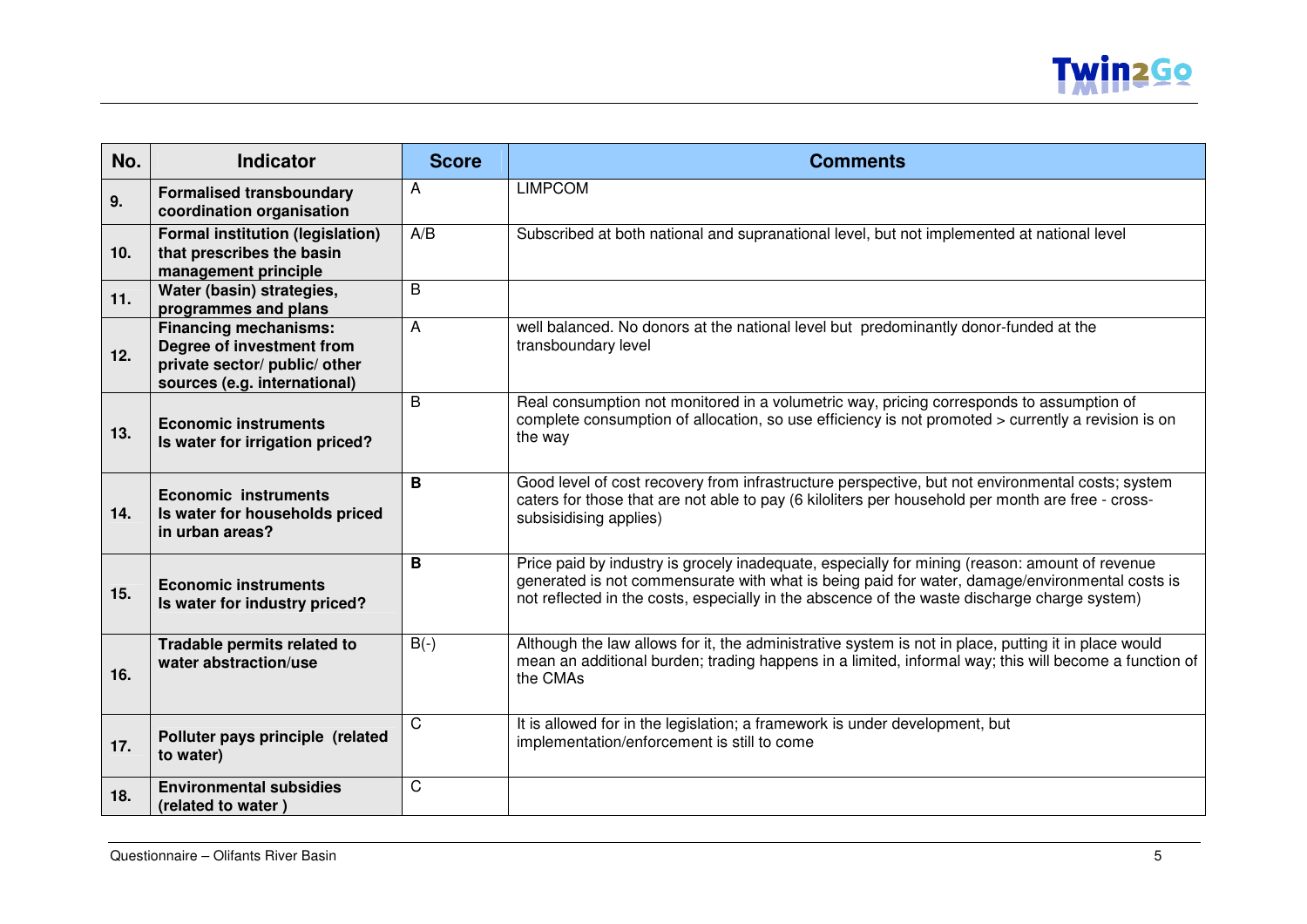| No. | Indicator | Score | Comments |
|---|---|---|---|
| 9. | **Formalised transboundary coordination organisation** | A | LIMPCOM |
| 10. | **Formal institution (legislation) that prescribes the basin management principle** | A/B | Subscribed at both national and supranational level, but not implemented at national level |
| 11. | **Water (basin) strategies, programmes and plans** | B | |
| 12. | **Financing mechanisms: Degree of investment from private sector/ public/ other sources (e.g. international)** | A | well balanced. No donors at the national level but predominantly donor-funded at the transboundary level |
| 13. | **Economic instruments Is water for irrigation priced?** | B | Real consumption not monitored in a volumetric way, pricing corresponds to assumption of complete consumption of allocation, so use efficiency is not promoted > currently a revision is on the way |
| 14. | **Economic instruments Is water for households priced in urban areas?** | **B** | Good level of cost recovery from infrastructure perspective, but not environmental costs; system caters for those that are not able to pay (6 kiloliters per household per month are free - cross-subsisidising applies) |
| 15. | **Economic instruments Is water for industry priced?** | **B** | Price paid by industry is grocely inadequate, especially for mining (reason: amount of revenue generated is not commensurate with what is being paid for water, damage/environmental costs is not reflected in the costs, especially in the abscence of the waste discharge charge system) |
| 16. | **Tradable permits related to water abstraction/use** | B(-) | Although the law allows for it, the administrative system is not in place, putting it in place would mean an additional burden; trading happens in a limited, informal way; this will become a function of the CMAs |
| 17. | **Polluter pays principle (related to water)** | C | It is allowed for in the legislation; a framework is under development, but implementation/enforcement is still to come |
| 18. | **Environmental subsidies (related to water )** | C | |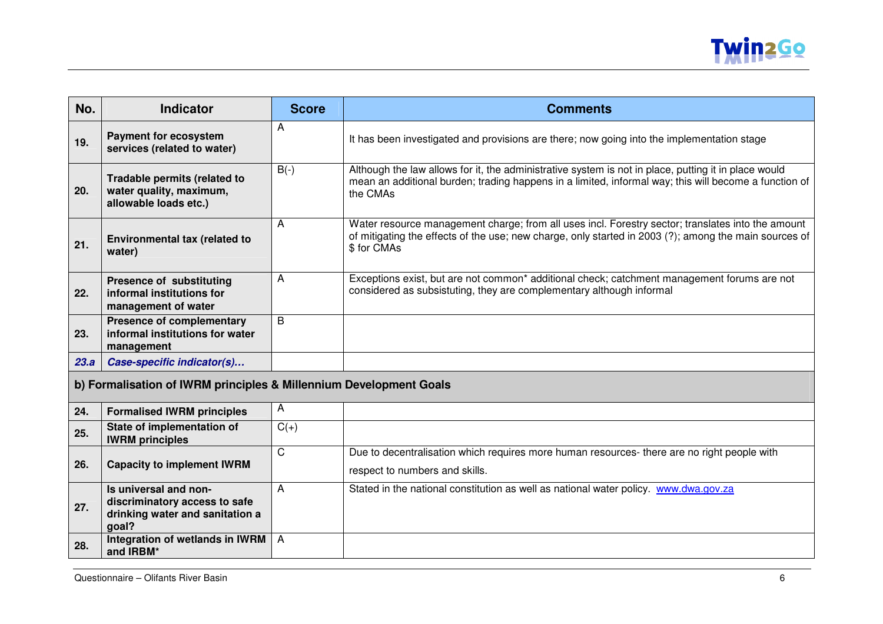| No. | Indicator | Score | Comments |
|---|---|---|---|
| 19. | **Payment for ecosystem services (related to water)** | A | It has been investigated and provisions are there; now going into the implementation stage |
| 20. | **Tradable permits (related to water quality, maximum, allowable loads etc.)** | B(-) | Although the law allows for it, the administrative system is not in place, putting it in place would mean an additional burden; trading happens in a limited, informal way; this will become a function of the CMAs |
| 21. | **Environmental tax (related to water)** | A | Water resource management charge; from all uses incl. Forestry sector; translates into the amount of mitigating the effects of the use; new charge, only started in 2003 (?); among the main sources of $ for CMAs |
| 22. | **Presence of substituting informal institutions for management of water** | A | Exceptions exist, but are not common* additional check; catchment management forums are not considered as subsistuting, they are complementary although informal |
| 23. | **Presence of complementary informal institutions for water management** | B | |
| ***23.a*** | ***Case-specific indicator(s)…*** | | |
| **b) Formalisation of IWRM principles & Millennium Development Goals** | | | |
| 24. | **Formalised IWRM principles** | A | |
| 25. | **State of implementation of IWRM principles** | C(+) | |
| 26. | **Capacity to implement IWRM** | C | Due to decentralisation which requires more human resources- there are no right people with respect to numbers and skills. |
| 27. | **Is universal and non-discriminatory access to safe drinking water and sanitation a goal?** | A | Stated in the national constitution as well as national water policy. www.dwa.gov.za |
| 28. | **Integration of wetlands in IWRM and IRBM*** | A | |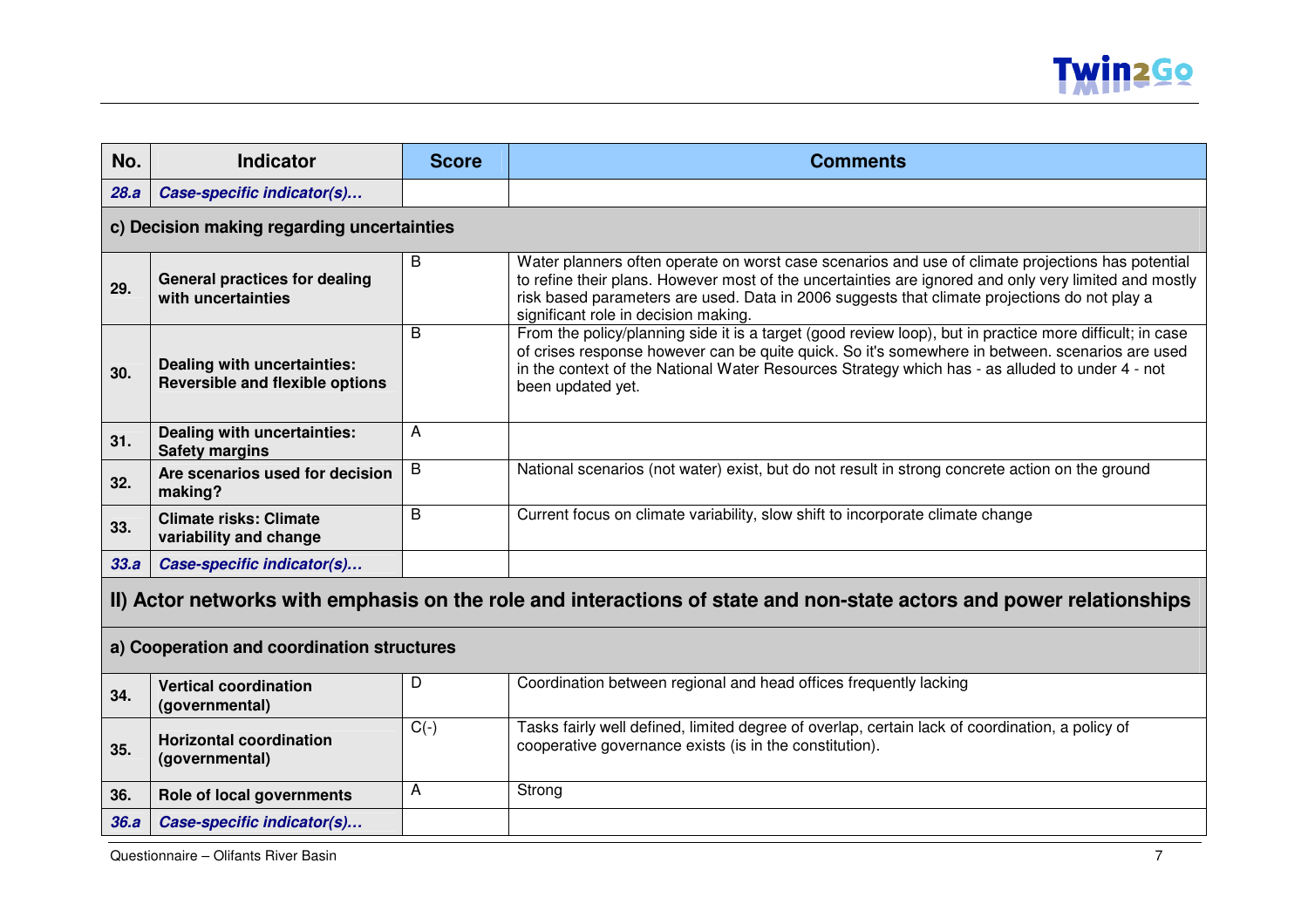| No. | Indicator | Score | Comments |
|---|---|---|---|
| ***28.a*** | ***Case-specific indicator(s)…*** | | |
| **c) Decision making regarding uncertainties** | | | |
| **29.** | **General practices for dealing with uncertainties** | B | Water planners often operate on worst case scenarios and use of climate projections has potential to refine their plans. However most of the uncertainties are ignored and only very limited and mostly risk based parameters are used. Data in 2006 suggests that climate projections do not play a significant role in decision making. |
| **30.** | **Dealing with uncertainties: Reversible and flexible options** | B | From the policy/planning side it is a target (good review loop), but in practice more difficult; in case of crises response however can be quite quick. So it's somewhere in between. scenarios are used in the context of the National Water Resources Strategy which has - as alluded to under 4 - not been updated yet. |
| **31.** | **Dealing with uncertainties: Safety margins** | A | |
| **32.** | **Are scenarios used for decision making?** | B | National scenarios (not water) exist, but do not result in strong concrete action on the ground |
| **33.** | **Climate risks: Climate variability and change** | B | Current focus on climate variability, slow shift to incorporate climate change |
| ***33.a*** | ***Case-specific indicator(s)…*** | | |
| **II) Actor networks with emphasis on the role and interactions of state and non-state actors and power relationships** | | | |
| **a) Cooperation and coordination structures** | | | |
| **34.** | **Vertical coordination (governmental)** | D | Coordination between regional and head offices frequently lacking |
| **35.** | **Horizontal coordination (governmental)** | C(-) | Tasks fairly well defined, limited degree of overlap, certain lack of coordination, a policy of cooperative governance exists (is in the constitution). |
| **36.** | **Role of local governments** | A | Strong |
| ***36.a*** | ***Case-specific indicator(s)…*** | | |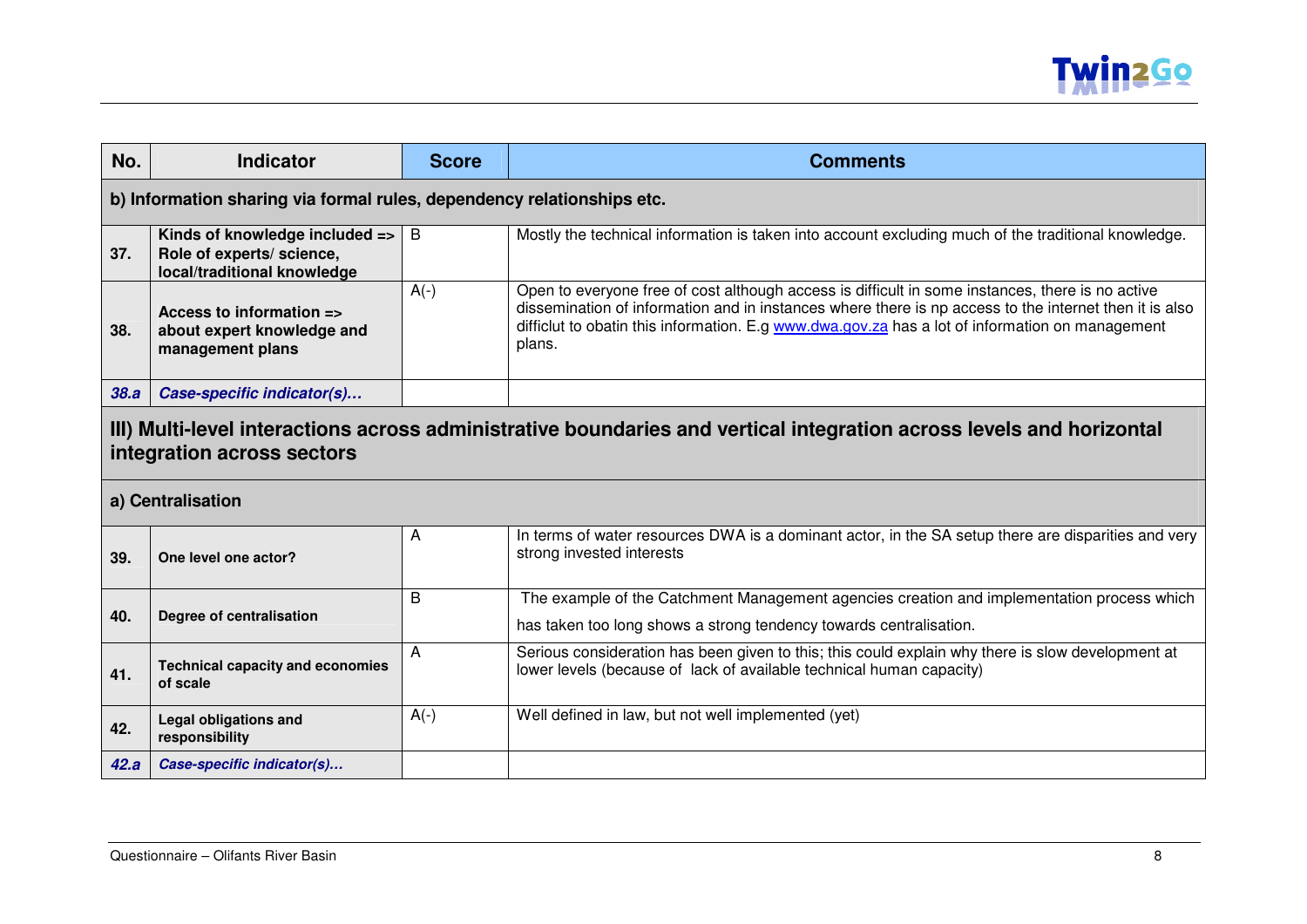| No. | Indicator | Score | Comments |
|---|---|---|---|
| **b) Information sharing via formal rules, dependency relationships etc.** | | | |
| **37.** | **Kinds of knowledge included => Role of experts/ science, local/traditional knowledge** | B | Mostly the technical information is taken into account excluding much of the traditional knowledge. |
| **38.** | **Access to information => about expert knowledge and management plans** | A(-) | Open to everyone free of cost although access is difficult in some instances, there is no active dissemination of information and in instances where there is np access to the internet then it is also difficult to obatin this information. E.g [www.dwa.gov.za](http://www.dwa.gov.za) has a lot of information on management plans. |
| ***38.a*** | ***Case-specific indicator(s)…*** | | |
| **III) Multi-level interactions across administrative boundaries and vertical integration across levels and horizontal integration across sectors** | | | |
| **a) Centralisation** | | | |
| **39.** | **One level one actor?** | A | In terms of water resources DWA is a dominant actor, in the SA setup there are disparities and very strong invested interests |
| **40.** | **Degree of centralisation** | B | The example of the Catchment Management agencies creation and implementation process which has taken too long shows a strong tendency towards centralisation. |
| **41.** | **Technical capacity and economies of scale** | A | Serious consideration has been given to this; this could explain why there is slow development at lower levels (because of lack of available technical human capacity) |
| **42.** | **Legal obligations and responsibility** | A(-) | Well defined in law, but not well implemented (yet) |
| ***42.a*** | ***Case-specific indicator(s)…*** | | |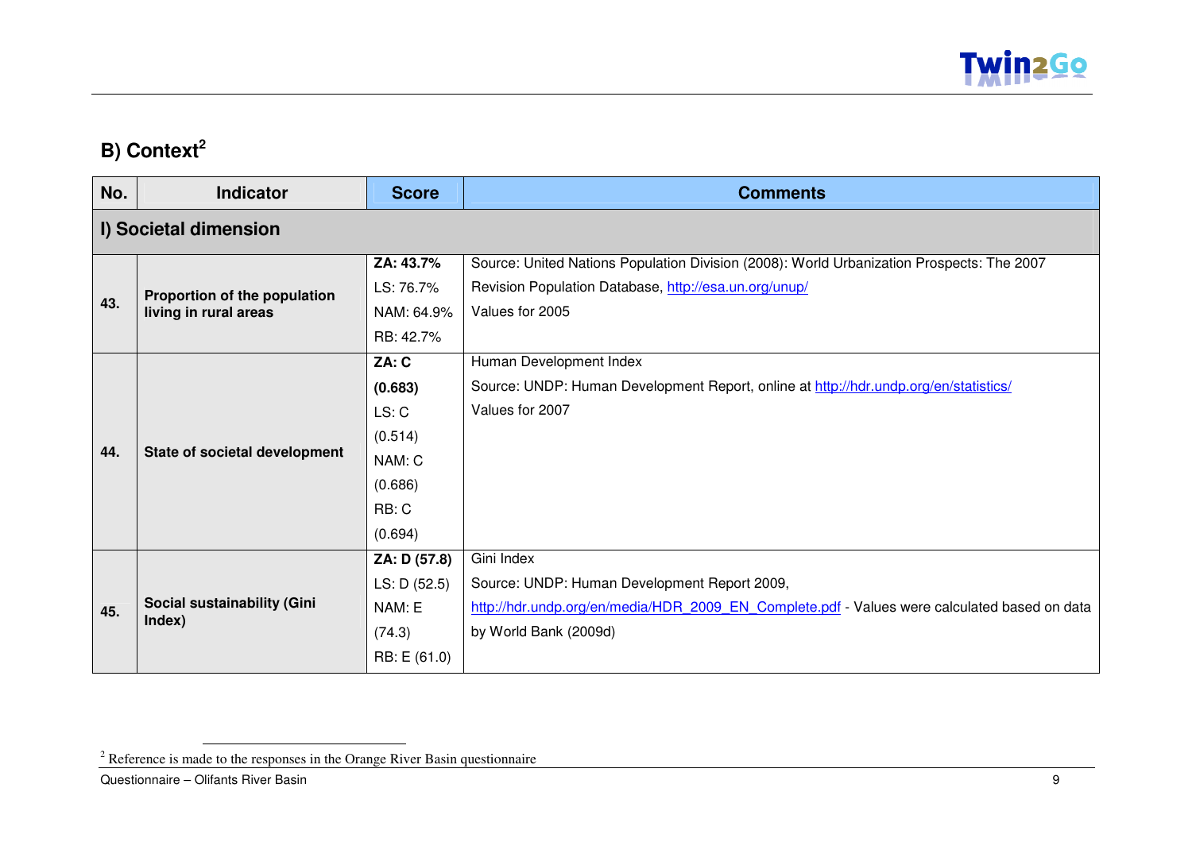## B) Context[2]

| No. | Indicator | Score | Comments |
|---|---|---|---|
| **I) Societal dimension** | | | |
| **43.** | **Proportion of the population living in rural areas** | **ZA: 43.7%**<br>LS: 76.7%<br>NAM: 64.9%<br>RB: 42.7% | Source: United Nations Population Division (2008): World Urbanization Prospects: The 2007 Revision Population Database, http://esa.un.org/unup/<br>Values for 2005 |
| **44.** | **State of societal development** | **ZA: C (0.683)**<br>LS: C (0.514)<br>NAM: C (0.686)<br>RB: C (0.694) | Human Development Index<br>Source: UNDP: Human Development Report, online at http://hdr.undp.org/en/statistics/<br>Values for 2007 |
| **45.** | **Social sustainability (Gini Index)** | **ZA: D (57.8)**<br>LS: D (52.5)<br>NAM: E (74.3)<br>RB: E (61.0) | Gini Index<br>Source: UNDP: Human Development Report 2009, http://hdr.undp.org/en/media/HDR_2009_EN_Complete.pdf - Values were calculated based on data by World Bank (2009d) |

[2] Reference is made to the responses in the Orange River Basin questionnaire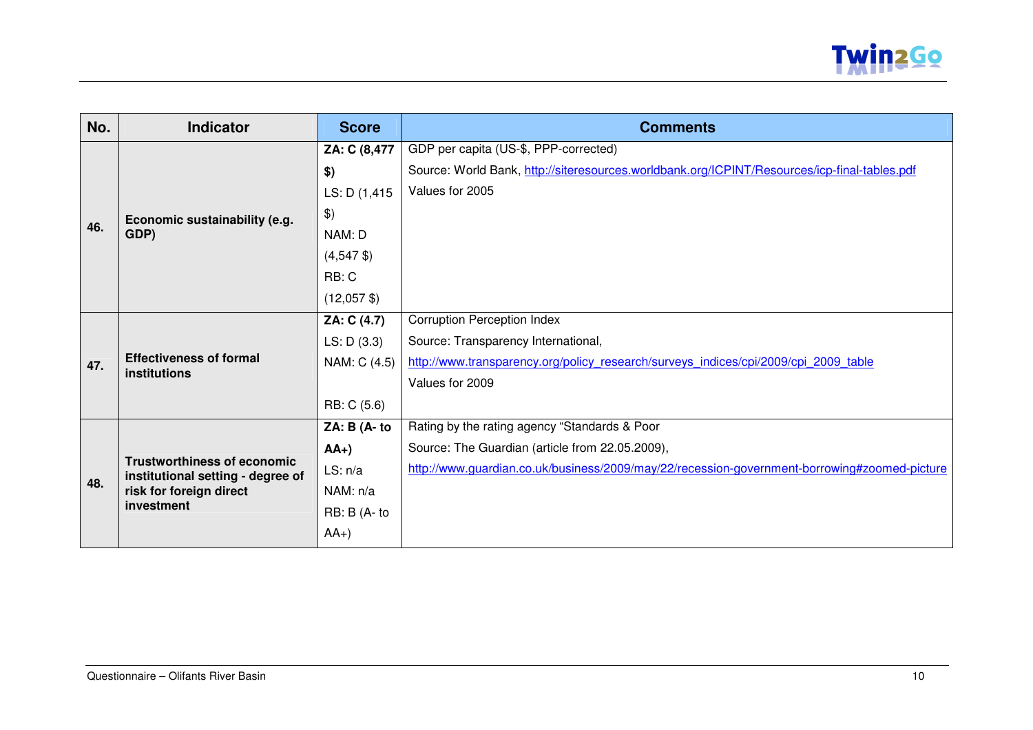| No. | Indicator | Score | Comments |
| --- | --- | --- | --- |
| 46. | **Economic sustainability (e.g. GDP)** | **ZA: C (8,477 $)**<br>LS: D (1,415 $)<br>NAM: D (4,547 $)<br>RB: C (12,057 $) | GDP per capita (US-$, PPP-corrected)<br>Source: World Bank, http://siteresources.worldbank.org/ICPINT/Resources/icp-final-tables.pdf<br>Values for 2005 |
| 47. | **Effectiveness of formal institutions** | **ZA: C (4.7)**<br>LS: D (3.3)<br>NAM: C (4.5)<br>RB: C (5.6) | Corruption Perception Index<br>Source: Transparency International,<br>http://www.transparency.org/policy_research/surveys_indices/cpi/2009/cpi_2009_table<br>Values for 2009 |
| 48. | **Trustworthiness of economic institutional setting - degree of risk for foreign direct investment** | **ZA: B (A- to AA+)**<br>LS: n/a<br>NAM: n/a<br>RB: B (A- to AA+) | Rating by the rating agency "Standards & Poor<br>Source: The Guardian (article from 22.05.2009),<br>http://www.guardian.co.uk/business/2009/may/22/recession-government-borrowing#zoomed-picture |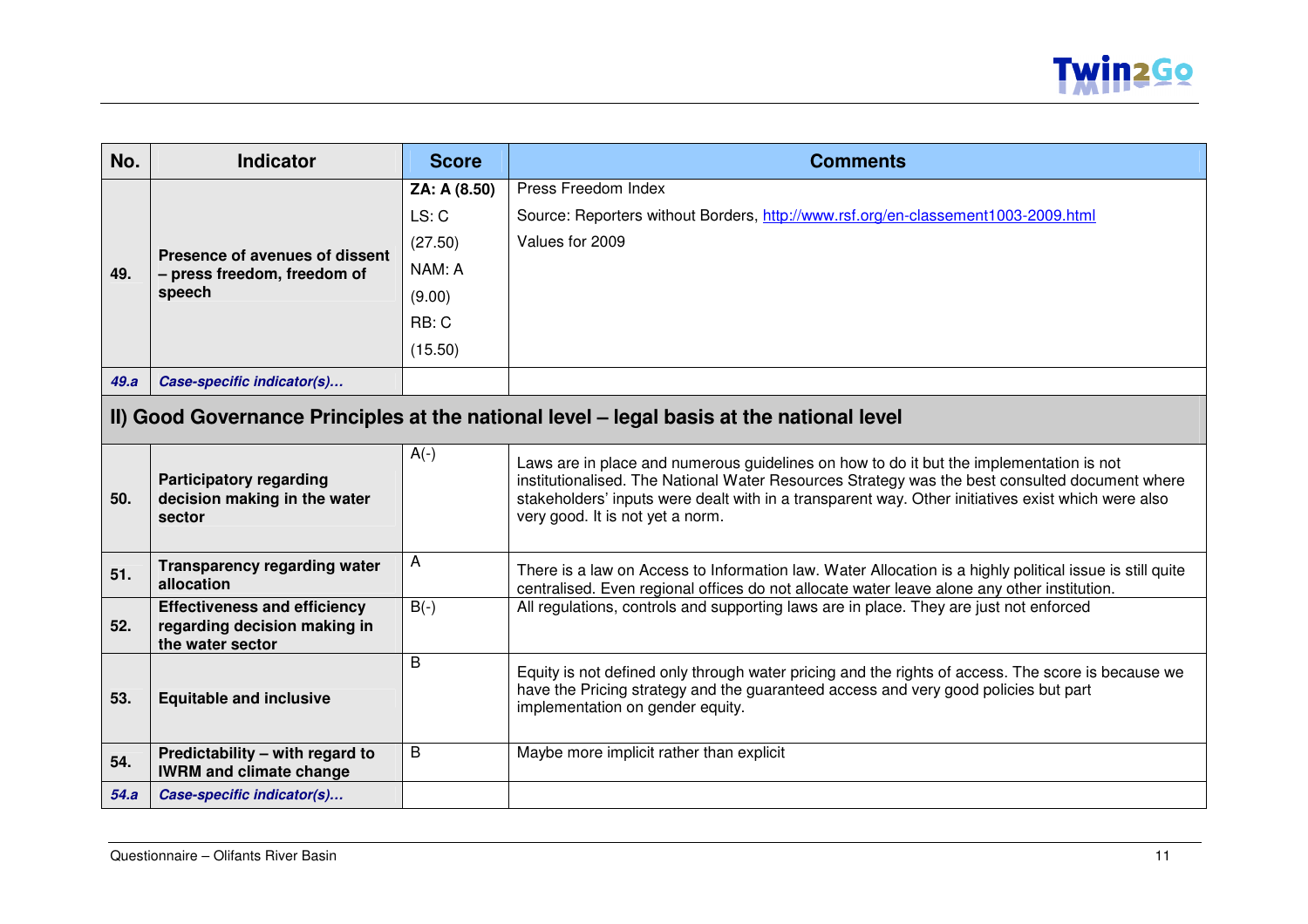| No. | Indicator | Score | Comments |
|---|---|---|---|
| 49. | **Presence of avenues of dissent – press freedom, freedom of speech** | **ZA: A (8.50)**<br>LS: C (27.50)<br>NAM: A (9.00)<br>RB: C (15.50) | Press Freedom Index<br>Source: Reporters without Borders, http://www.rsf.org/en-classement1003-2009.html<br>Values for 2009 |
| *49.a* | ***Case-specific indicator(s)…*** | | |
| **II) Good Governance Principles at the national level – legal basis at the national level** | | | |
| 50. | **Participatory regarding decision making in the water sector** | A(-) | Laws are in place and numerous guidelines on how to do it but the implementation is not institutionalised. The National Water Resources Strategy was the best consulted document where stakeholders' inputs were dealt with in a transparent way. Other initiatives exist which were also very good. It is not yet a norm. |
| 51. | **Transparency regarding water allocation** | A | There is a law on Access to Information law. Water Allocation is a highly political issue is still quite centralised. Even regional offices do not allocate water leave alone any other institution. |
| 52. | **Effectiveness and efficiency regarding decision making in the water sector** | B(-) | All regulations, controls and supporting laws are in place. They are just not enforced |
| 53. | **Equitable and inclusive** | B | Equity is not defined only through water pricing and the rights of access. The score is because we have the Pricing strategy and the guaranteed access and very good policies but part implementation on gender equity. |
| 54. | **Predictability – with regard to IWRM and climate change** | B | Maybe more implicit rather than explicit |
| *54.a* | ***Case-specific indicator(s)…*** | | |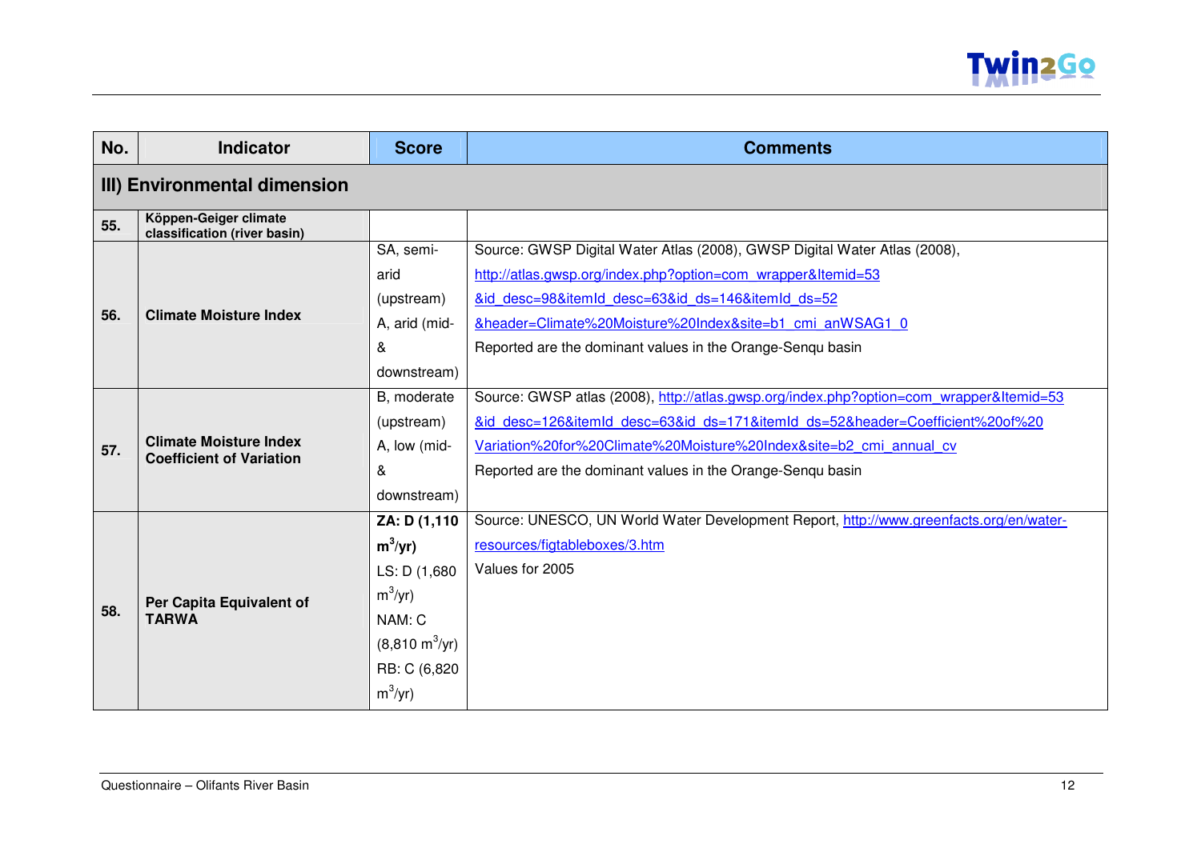| No. | Indicator | Score | Comments |
|---|---|---|---|
| **III) Environmental dimension** | | | |
| **55.** | **Köppen-Geiger climate classification (river basin)** | | |
| **56.** | **Climate Moisture Index** | SA, semi-arid (upstream) A, arid (mid- & downstream) | Source: GWSP Digital Water Atlas (2008), GWSP Digital Water Atlas (2008), http://atlas.gwsp.org/index.php?option=com_wrapper&Itemid=53&id_desc=98&itemId_desc=63&id_ds=146&itemId_ds=52&header=Climate%20Moisture%20Index&site=b1_cmi_anWSAG1_0 Reported are the dominant values in the Orange-Senqu basin |
| **57.** | **Climate Moisture Index Coefficient of Variation** | B, moderate (upstream) A, low (mid- & downstream) | Source: GWSP atlas (2008), http://atlas.gwsp.org/index.php?option=com_wrapper&Itemid=53&id_desc=126&itemId_desc=63&id_ds=171&itemId_ds=52&header=Coefficient%20of%20Variation%20for%20Climate%20Moisture%20Index&site=b2_cmi_annual_cv Reported are the dominant values in the Orange-Senqu basin |
| **58.** | **Per Capita Equivalent of TARWA** | **ZA: D (1,110 $m^3$/yr)** LS: D (1,680 $m^3$/yr) NAM: C (8,810 $m^3$/yr) RB: C (6,820 $m^3$/yr) | Source: UNESCO, UN World Water Development Report, http://www.greenfacts.org/en/water-resources/figtableboxes/3.htm Values for 2005 |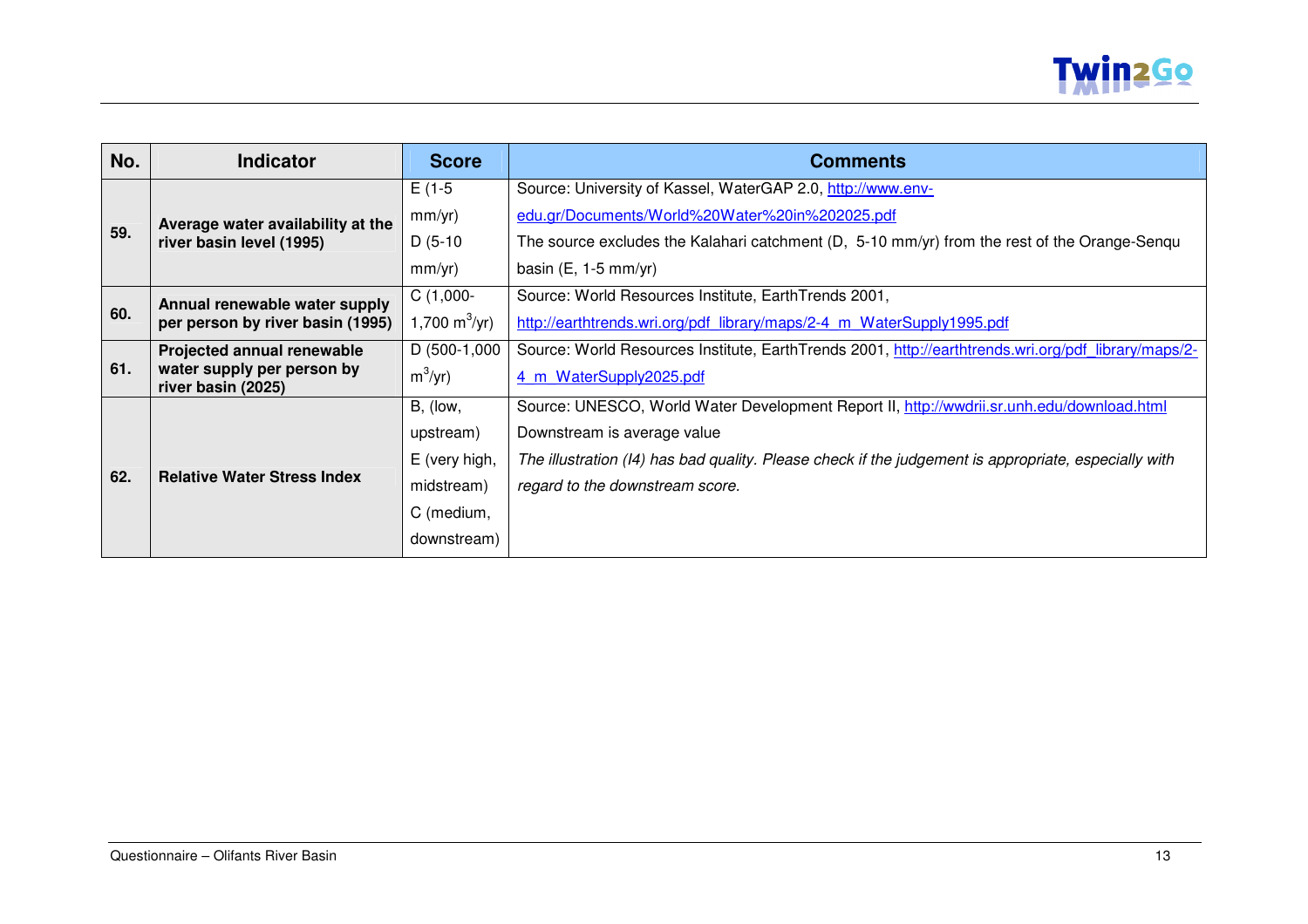| No. | Indicator | Score | Comments |
|---|---|---|---|
| 59. | **Average water availability at the river basin level (1995)** | E (1-5 mm/yr) D (5-10 mm/yr) | Source: University of Kassel, WaterGAP 2.0, http://www.env-edu.gr/Documents/World%20Water%20in%202025.pdf The source excludes the Kalahari catchment (D, 5-10 mm/yr) from the rest of the Orange-Senqu basin (E, 1-5 mm/yr) |
| 60. | **Annual renewable water supply per person by river basin (1995)** | C (1,000-1,700 $m^3$/yr) | Source: World Resources Institute, EarthTrends 2001, http://earthtrends.wri.org/pdf_library/maps/2-4_m_WaterSupply1995.pdf |
| 61. | **Projected annual renewable water supply per person by river basin (2025)** | D (500-1,000 $m^3$/yr) | Source: World Resources Institute, EarthTrends 2001, http://earthtrends.wri.org/pdf_library/maps/2-4_m_WaterSupply2025.pdf |
| 62. | **Relative Water Stress Index** | B, (low, upstream) E (very high, midstream) C (medium, downstream) | Source: UNESCO, World Water Development Report II, http://wwdrii.sr.unh.edu/download.html Downstream is average value *The illustration (I4) has bad quality. Please check if the judgement is appropriate, especially with regard to the downstream score.* |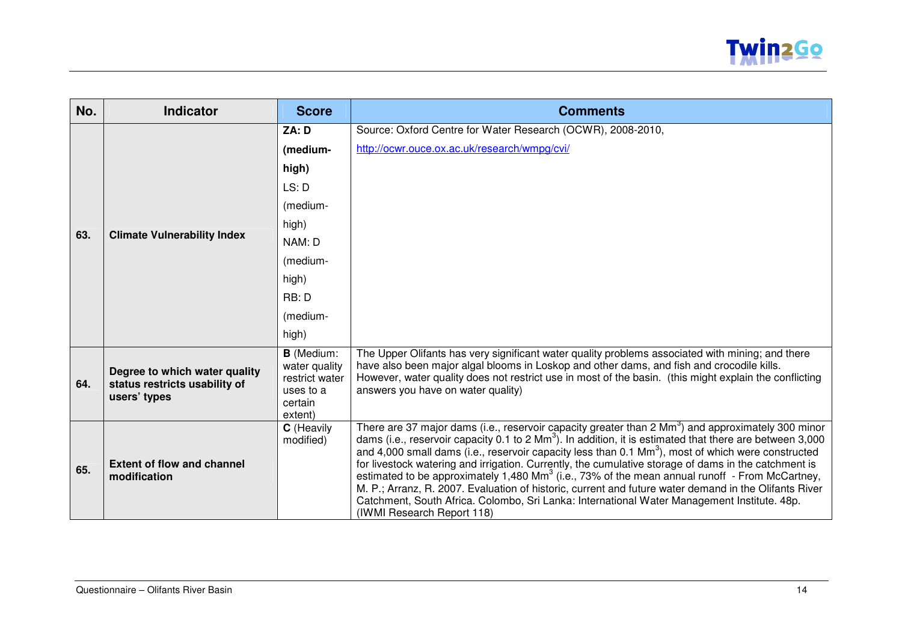| No. | Indicator | Score | Comments |
|---|---|---|---|
| 63. | **Climate Vulnerability Index** | **ZA: D (medium-high)** LS: D (medium-high) NAM: D (medium-high) RB: D (medium-high) | Source: Oxford Centre for Water Research (OCWR), 2008-2010, http://ocwr.ouce.ox.ac.uk/research/wmpg/cvi/ |
| 64. | **Degree to which water quality status restricts usability of users' types** | **B** (Medium: water quality restrict water uses to a certain extent) | The Upper Olifants has very significant water quality problems associated with mining; and there have also been major algal blooms in Loskop and other dams, and fish and crocodile kills. However, water quality does not restrict use in most of the basin. (this might explain the conflicting answers you have on water quality) |
| 65. | **Extent of flow and channel modification** | **C** (Heavily modified) | There are 37 major dams (i.e., reservoir capacity greater than 2 $Mm^3$) and approximately 300 minor dams (i.e., reservoir capacity 0.1 to 2 $Mm^3$). In addition, it is estimated that there are between 3,000 and 4,000 small dams (i.e., reservoir capacity less than 0.1 $Mm^3$), most of which were constructed for livestock watering and irrigation. Currently, the cumulative storage of dams in the catchment is estimated to be approximately 1,480 $Mm^3$ (i.e., 73% of the mean annual runoff - From McCartney, M. P.; Arranz, R. 2007. Evaluation of historic, current and future water demand in the Olifants River Catchment, South Africa. Colombo, Sri Lanka: International Water Management Institute. 48p. (IWMI Research Report 118) |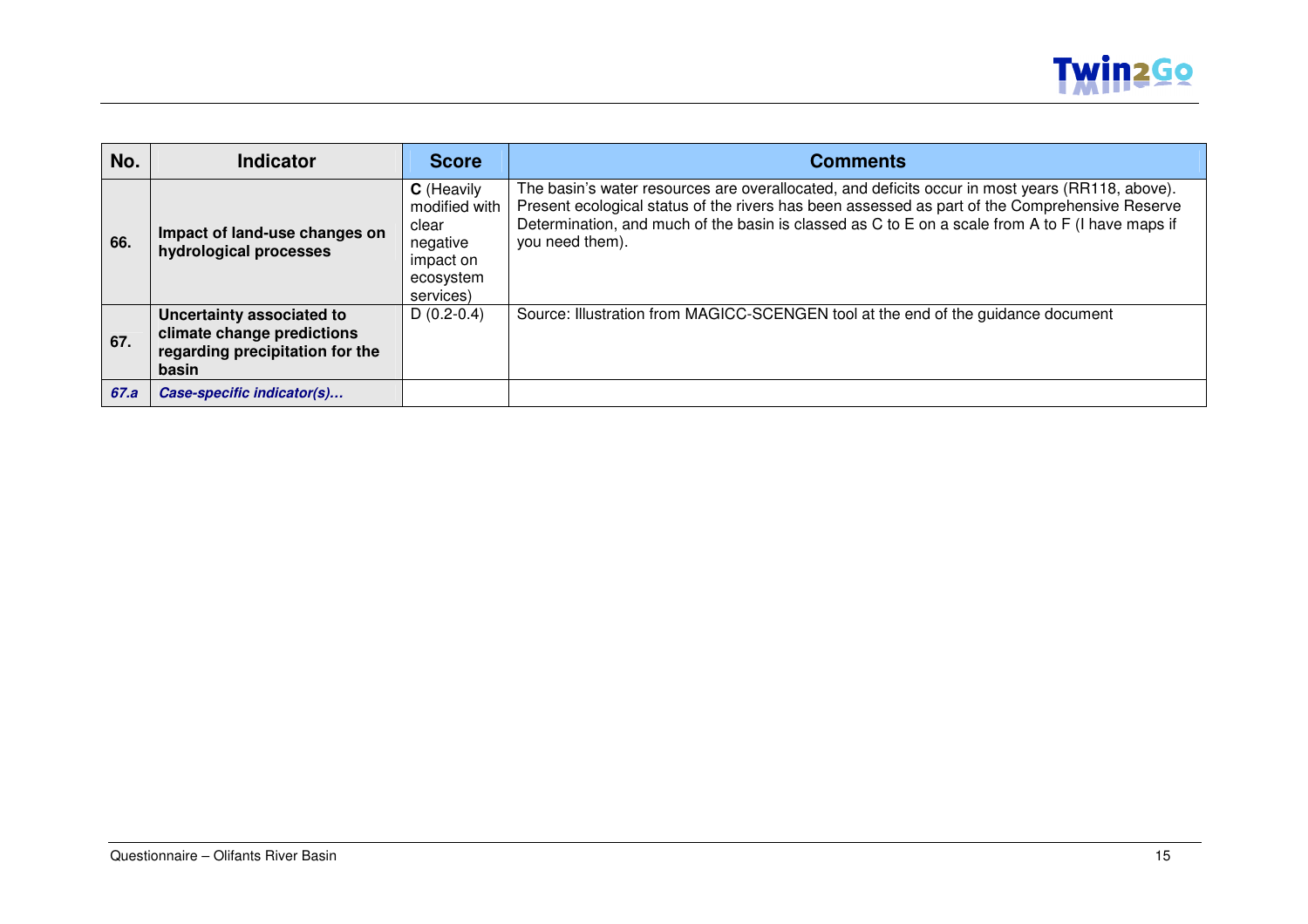| No. | Indicator | Score | Comments |
|---|---|---|---|
| **66.** | **Impact of land-use changes on hydrological processes** | **C** (Heavily modified with clear negative impact on ecosystem services) | The basin's water resources are overallocated, and deficits occur in most years (RR118, above). Present ecological status of the rivers has been assessed as part of the Comprehensive Reserve Determination, and much of the basin is classed as C to E on a scale from A to F (I have maps if you need them). |
| **67.** | **Uncertainty associated to climate change predictions regarding precipitation for the basin** | D (0.2-0.4) | Source: Illustration from MAGICC-SCENGEN tool at the end of the guidance document |
| ***67.a*** | ***Case-specific indicator(s)…*** | | |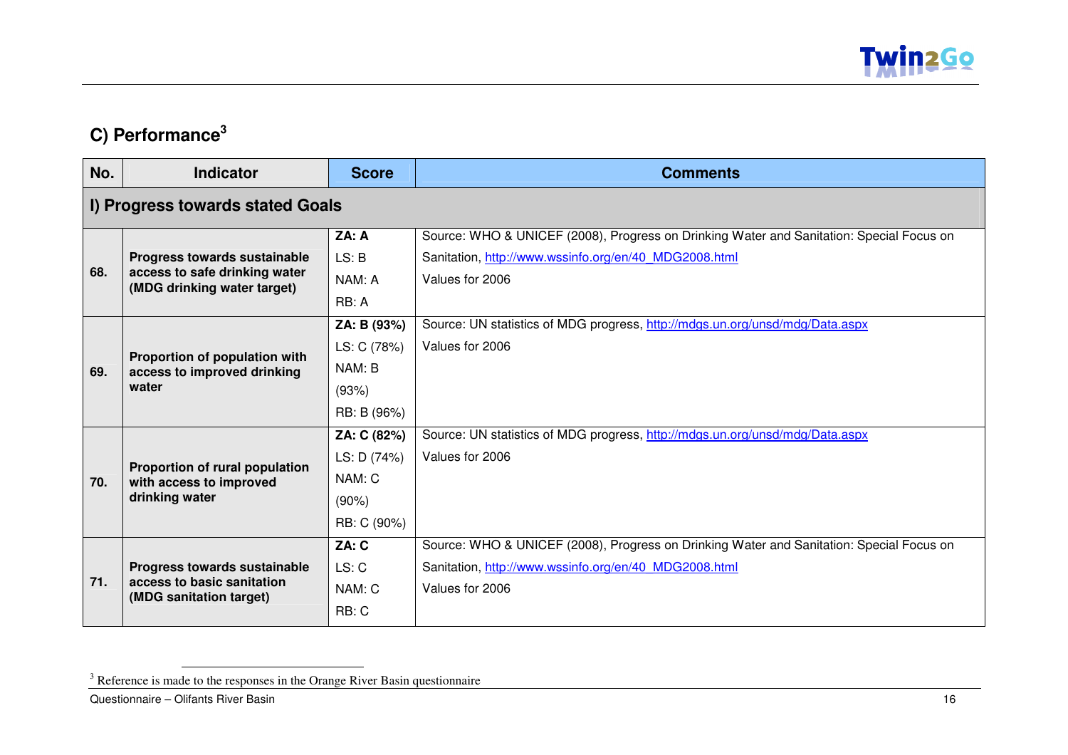## C) Performance[3]

| No. | Indicator | Score | Comments |
|---|---|---|---|
| **I) Progress towards stated Goals** | | | |
| **68.** | **Progress towards sustainable access to safe drinking water (MDG drinking water target)** | **ZA: A**<br>LS: B<br>NAM: A<br>RB: A | Source: WHO & UNICEF (2008), Progress on Drinking Water and Sanitation: Special Focus on Sanitation, http://www.wssinfo.org/en/40_MDG2008.html<br>Values for 2006 |
| **69.** | **Proportion of population with access to improved drinking water** | **ZA: B (93%)**<br>LS: C (78%)<br>NAM: B (93%)<br>RB: B (96%) | Source: UN statistics of MDG progress, http://mdgs.un.org/unsd/mdg/Data.aspx<br>Values for 2006 |
| **70.** | **Proportion of rural population with access to improved drinking water** | **ZA: C (82%)**<br>LS: D (74%)<br>NAM: C (90%)<br>RB: C (90%) | Source: UN statistics of MDG progress, http://mdgs.un.org/unsd/mdg/Data.aspx<br>Values for 2006 |
| **71.** | **Progress towards sustainable access to basic sanitation (MDG sanitation target)** | **ZA: C**<br>LS: C<br>NAM: C<br>RB: C | Source: WHO & UNICEF (2008), Progress on Drinking Water and Sanitation: Special Focus on Sanitation, http://www.wssinfo.org/en/40_MDG2008.html<br>Values for 2006 |

[3] Reference is made to the responses in the Orange River Basin questionnaire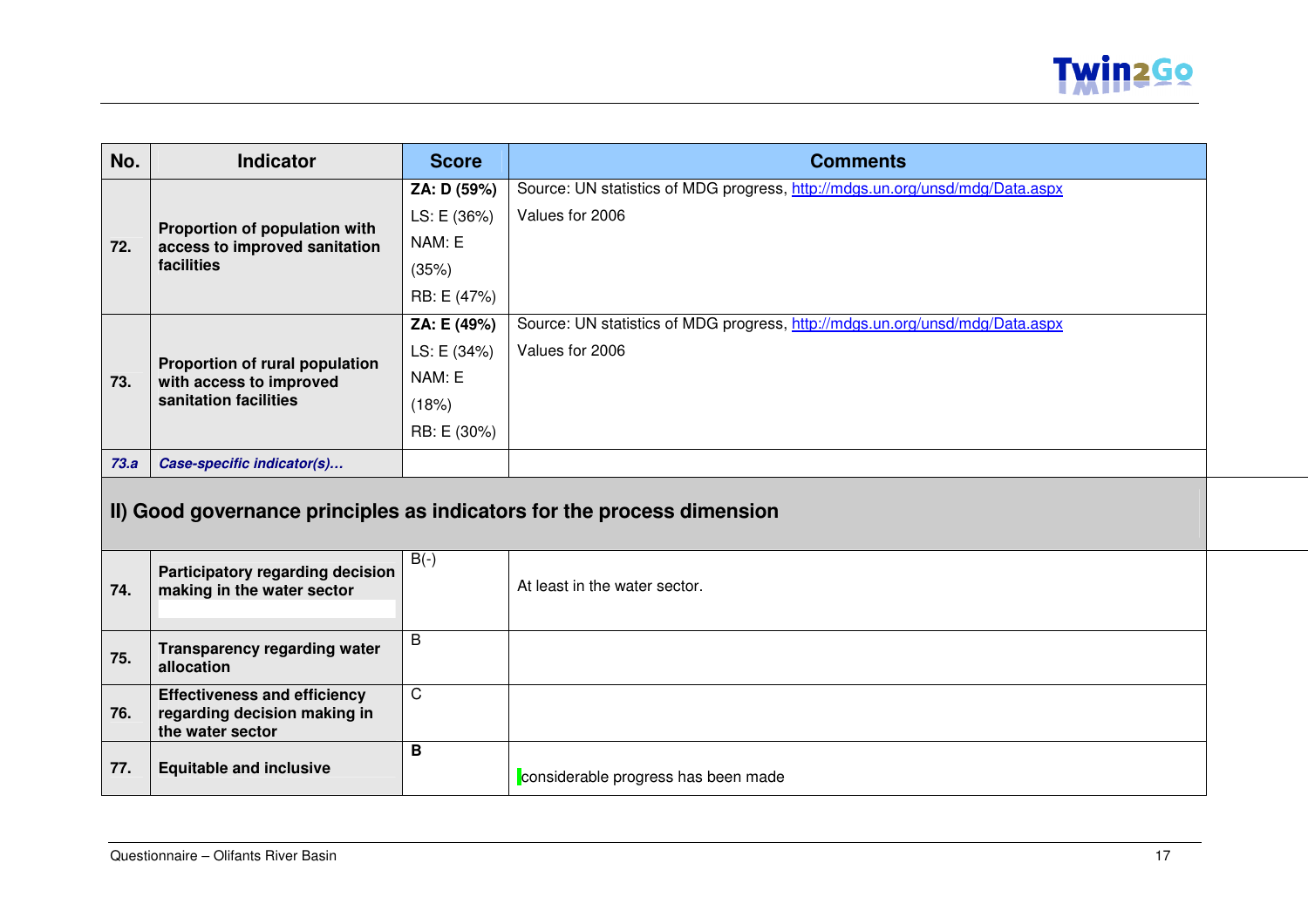| No. | Indicator | Score | Comments |
|---|---|---|---|
| 72. | **Proportion of population with access to improved sanitation facilities** | **ZA: D (59%)**<br>LS: E (36%)<br>NAM: E (35%)<br>RB: E (47%) | Source: UN statistics of MDG progress, http://mdgs.un.org/unsd/mdg/Data.aspx<br>Values for 2006 |
| 73. | **Proportion of rural population with access to improved sanitation facilities** | **ZA: E (49%)**<br>LS: E (34%)<br>NAM: E (18%)<br>RB: E (30%) | Source: UN statistics of MDG progress, http://mdgs.un.org/unsd/mdg/Data.aspx<br>Values for 2006 |
| ***73.a*** | ***Case-specific indicator(s)...*** | | |
| **II) Good governance principles as indicators for the process dimension** | | | |
| 74. | **Participatory regarding decision making in the water sector** | B(-) | At least in the water sector. |
| 75. | **Transparency regarding water allocation** | B | |
| 76. | **Effectiveness and efficiency regarding decision making in the water sector** | C | |
| 77. | **Equitable and inclusive** | **B** | considerable progress has been made |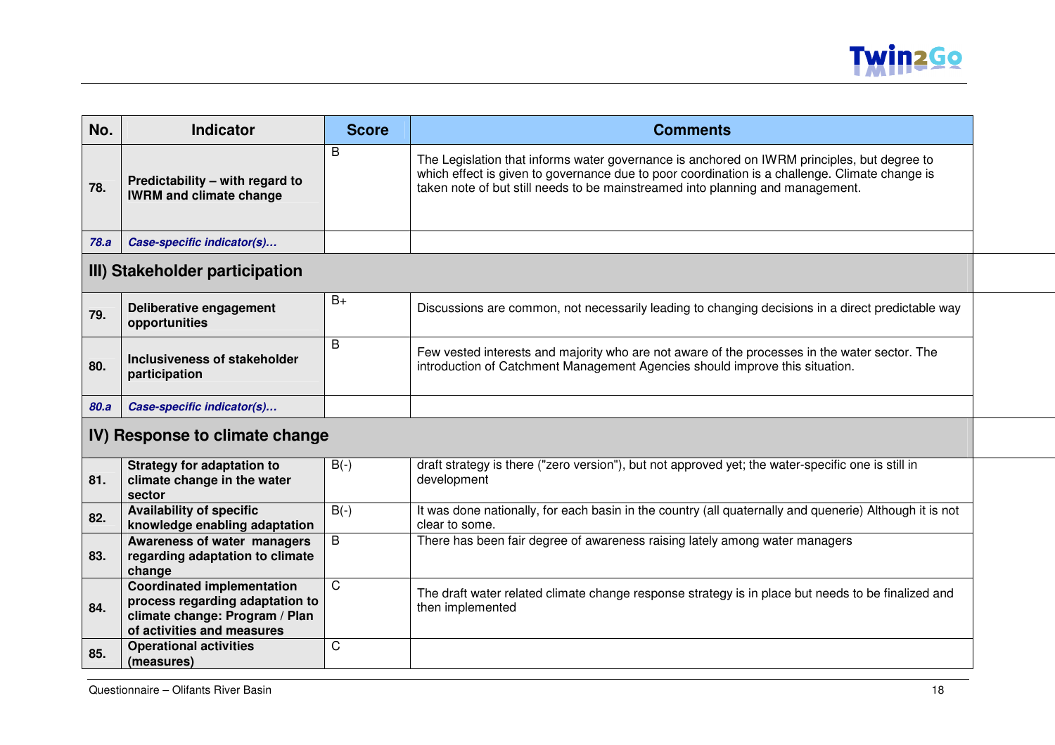| No. | Indicator | Score | Comments |
|---|---|---|---|
| 78. | **Predictability – with regard to IWRM and climate change** | B | The Legislation that informs water governance is anchored on IWRM principles, but degree to which effect is given to governance due to poor coordination is a challenge. Climate change is taken note of but still needs to be mainstreamed into planning and management. |
| *78.a* | ***Case-specific indicator(s)…*** | | |
| **III) Stakeholder participation** | | | |
| 79. | **Deliberative engagement opportunities** | B+ | Discussions are common, not necessarily leading to changing decisions in a direct predictable way |
| 80. | **Inclusiveness of stakeholder participation** | B | Few vested interests and majority who are not aware of the processes in the water sector. The introduction of Catchment Management Agencies should improve this situation. |
| *80.a* | ***Case-specific indicator(s)…*** | | |
| **IV) Response to climate change** | | | |
| 81. | **Strategy for adaptation to climate change in the water sector** | B(-) | draft strategy is there ("zero version"), but not approved yet; the water-specific one is still in development |
| 82. | **Availability of specific knowledge enabling adaptation** | B(-) | It was done nationally, for each basin in the country (all quaternally and quenerie) Although it is not clear to some. |
| 83. | **Awareness of water managers regarding adaptation to climate change** | B | There has been fair degree of awareness raising lately among water managers |
| 84. | **Coordinated implementation process regarding adaptation to climate change: Program / Plan of activities and measures** | C | The draft water related climate change response strategy is in place but needs to be finalized and then implemented |
| 85. | **Operational activities (measures)** | C | |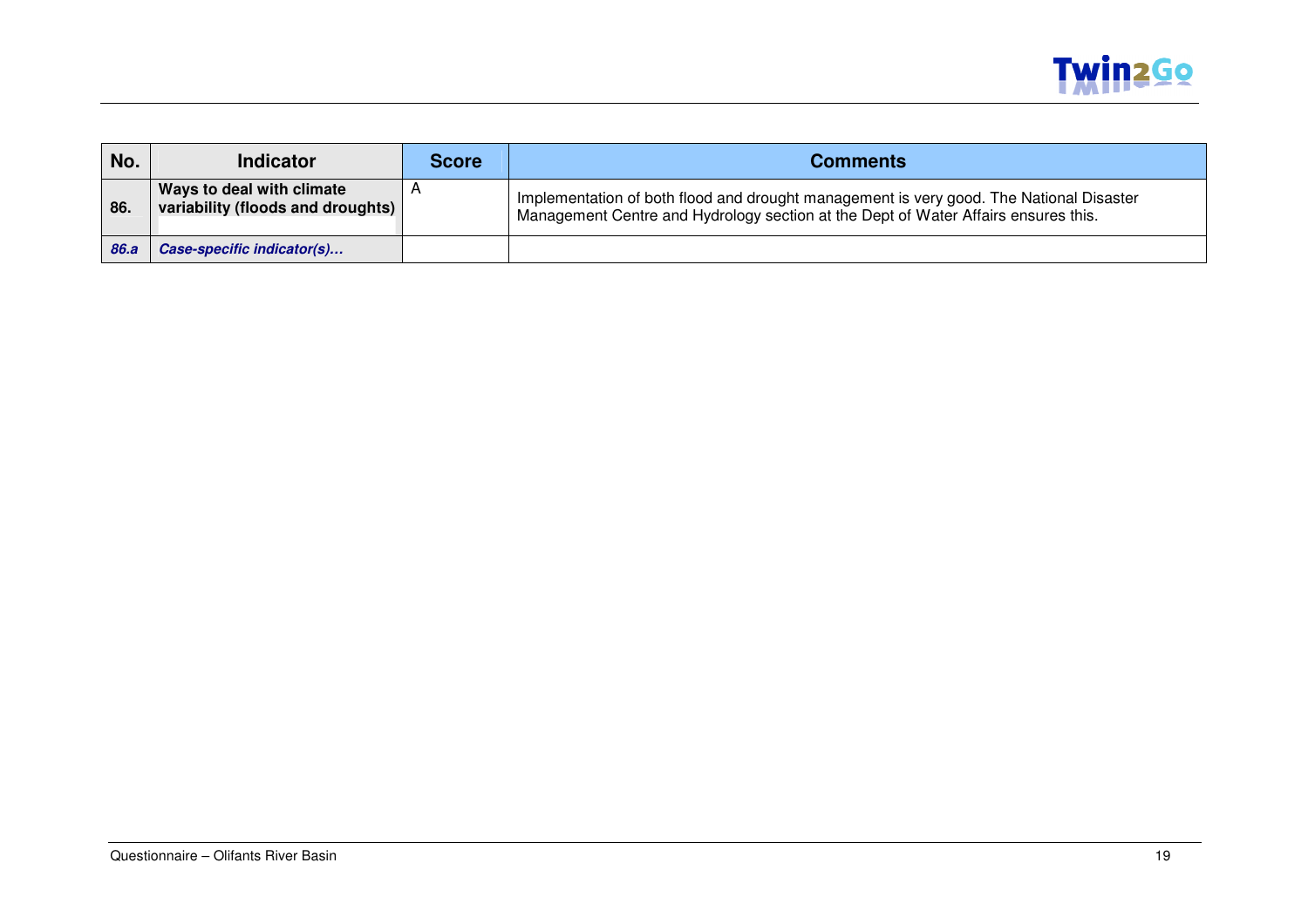| No. | Indicator | Score | Comments |
| --- | --- | --- | --- |
| **86.** | **Ways to deal with climate variability (floods and droughts)** | A | Implementation of both flood and drought management is very good. The National Disaster Management Centre and Hydrology section at the Dept of Water Affairs ensures this. |
| ***86.a*** | ***Case-specific indicator(s)…*** | | |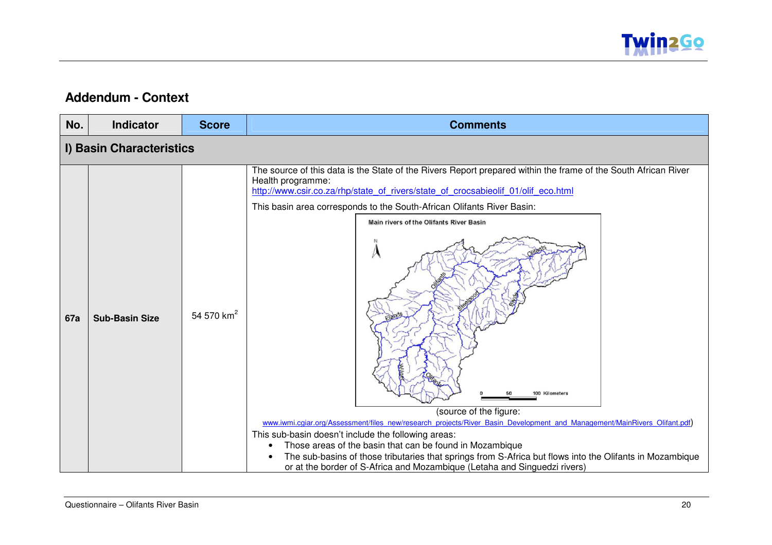## Addendum - Context

| No. | Indicator | Score | Comments |
|---|---|---|---|
| **I) Basin Characteristics** | | | |
| **67a** | **Sub-Basin Size** | 54 570 $km^2$ | The source of this data is the State of the Rivers Report prepared within the frame of the South African River Health programme: http://www.csir.co.za/rhp/state_of_rivers/state_of_crocsabieolif_01/olif_eco.html<br><br>This basin area corresponds to the South-African Olifants River Basin:<br><br>Main rivers of the Olifants River Basin<br><br>(source of the figure: www.iwmi.cgiar.org/Assessment/files_new/research_projects/River_Basin_Development_and_Management/MainRivers_Olifant.pdf)<br><br>This sub-basin doesn't include the following areas:<br>• Those areas of the basin that can be found in Mozambique<br>• The sub-basins of those tributaries that springs from S-Africa but flows into the Olifants in Mozambique or at the border of S-Africa and Mozambique (Letaha and Singuedzi rivers) |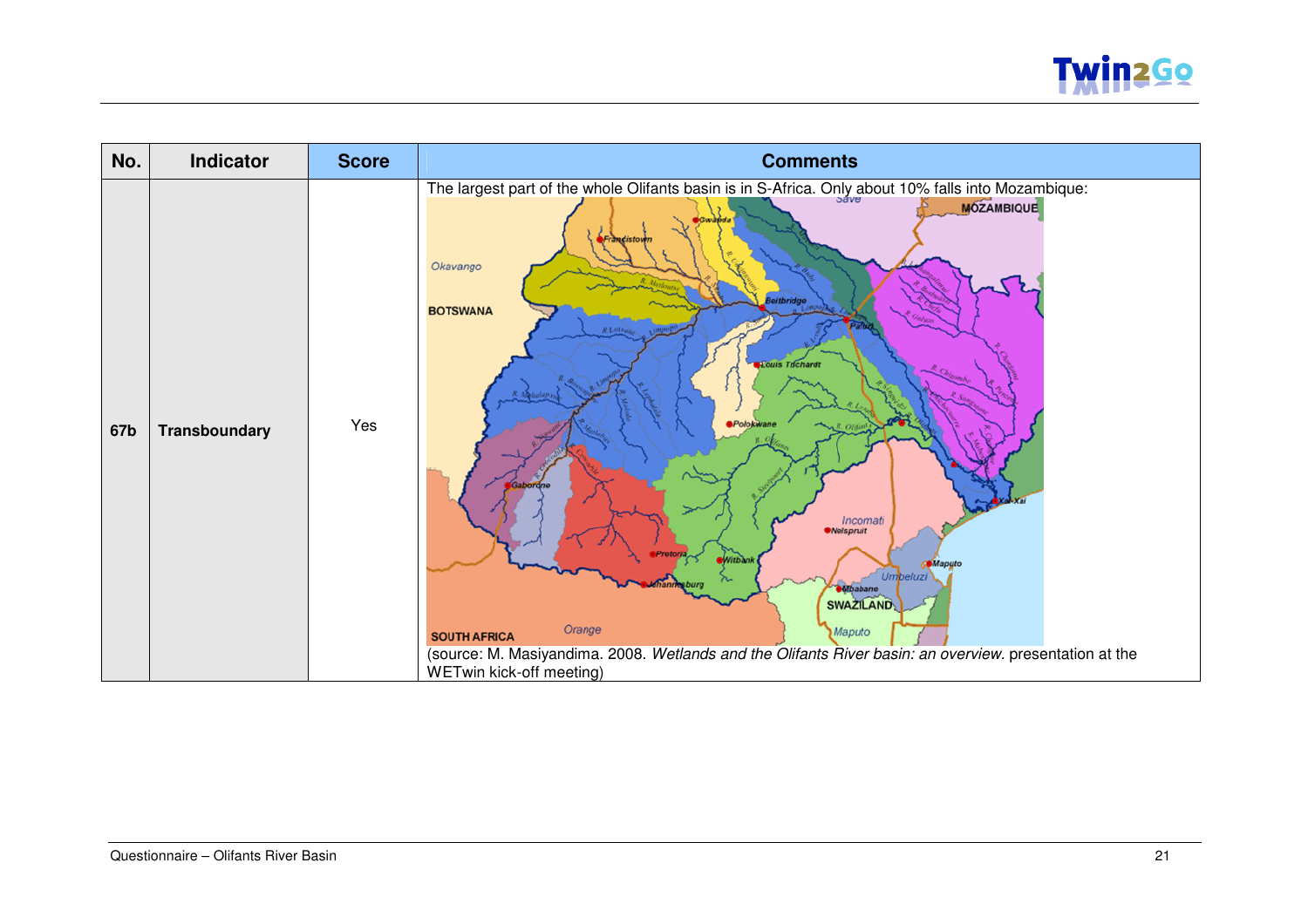| No. | Indicator | Score | Comments |
|---|---|---|---|
| 67b | Transboundary | Yes | The largest part of the whole Olifants basin is in S-Africa. Only about 10% falls into Mozambique: (source: M. Masiyandima. 2008. *Wetlands and the Olifants River basin: an overview*. presentation at the WETwin kick-off meeting) |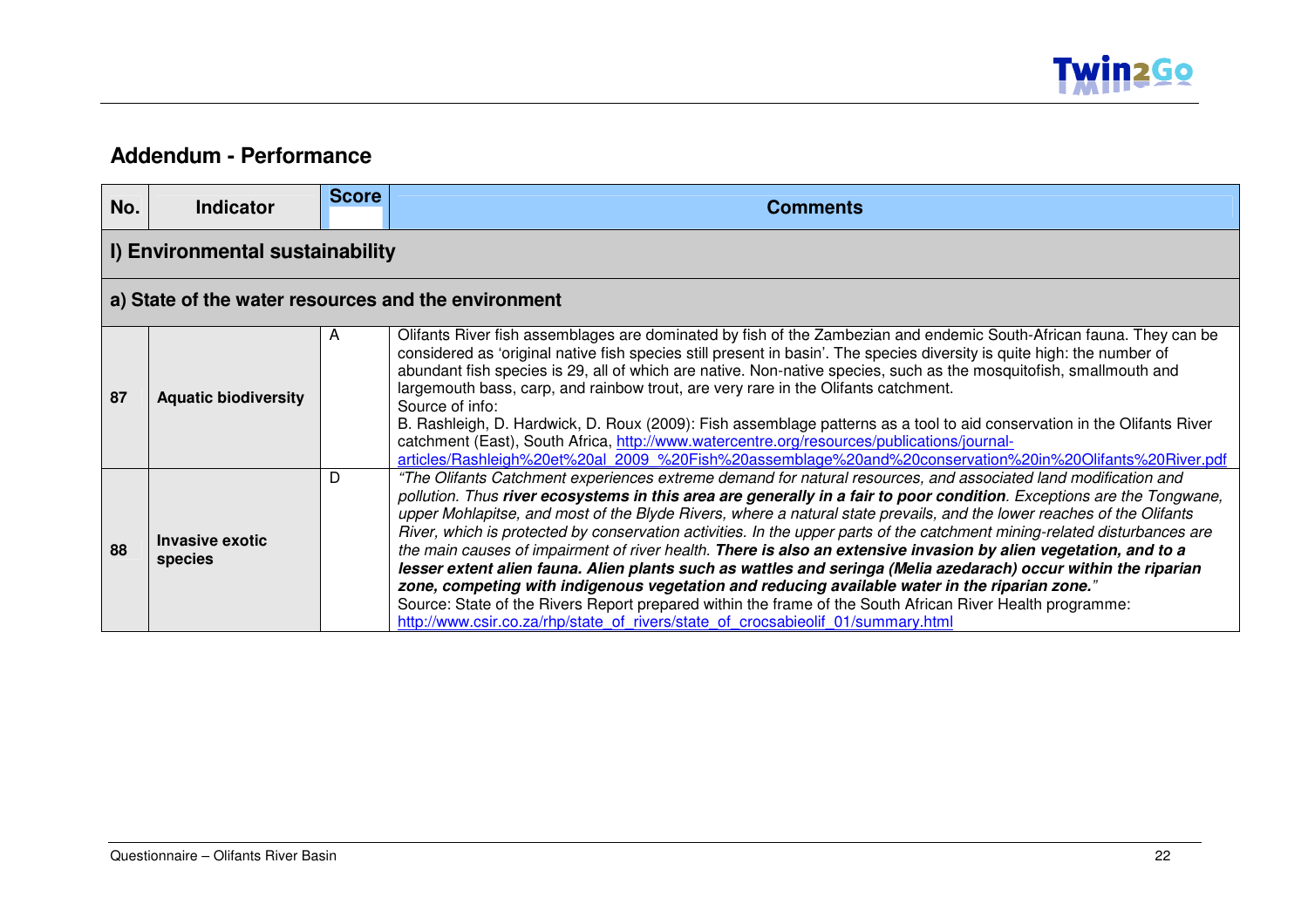## Addendum - Performance

| No. | Indicator | Score | Comments |
|---|---|---|---|
| **I) Environmental sustainability** | | | |
| **a) State of the water resources and the environment** | | | |
| **87** | **Aquatic biodiversity** | A | Olifants River fish assemblages are dominated by fish of the Zambezian and endemic South-African fauna. They can be considered as 'original native fish species still present in basin'. The species diversity is quite high: the number of abundant fish species is 29, all of which are native. Non-native species, such as the mosquitofish, smallmouth and largemouth bass, carp, and rainbow trout, are very rare in the Olifants catchment.<br>Source of info:<br>B. Rashleigh, D. Hardwick, D. Roux (2009): Fish assemblage patterns as a tool to aid conservation in the Olifants River catchment (East), South Africa, http://www.watercentre.org/resources/publications/journal-articles/Rashleigh%20et%20al_2009_%20Fish%20assemblage%20and%20conservation%20in%20Olifants%20River.pdf |
| **88** | **Invasive exotic species** | D | *"The Olifants Catchment experiences extreme demand for natural resources, and associated land modification and pollution. Thus **river ecosystems in this area are generally in a fair to poor condition**. Exceptions are the Tongwane, upper Mohlapitse, and most of the Blyde Rivers, where a natural state prevails, and the lower reaches of the Olifants River, which is protected by conservation activities. In the upper parts of the catchment mining-related disturbances are the main causes of impairment of river health. **There is also an extensive invasion by alien vegetation, and to a lesser extent alien fauna. Alien plants such as wattles and seringa (Melia azedarach) occur within the riparian zone, competing with indigenous vegetation and reducing available water in the riparian zone.**"*<br>Source: State of the Rivers Report prepared within the frame of the South African River Health programme: http://www.csir.co.za/rhp/state_of_rivers/state_of_crocsabieolif_01/summary.html |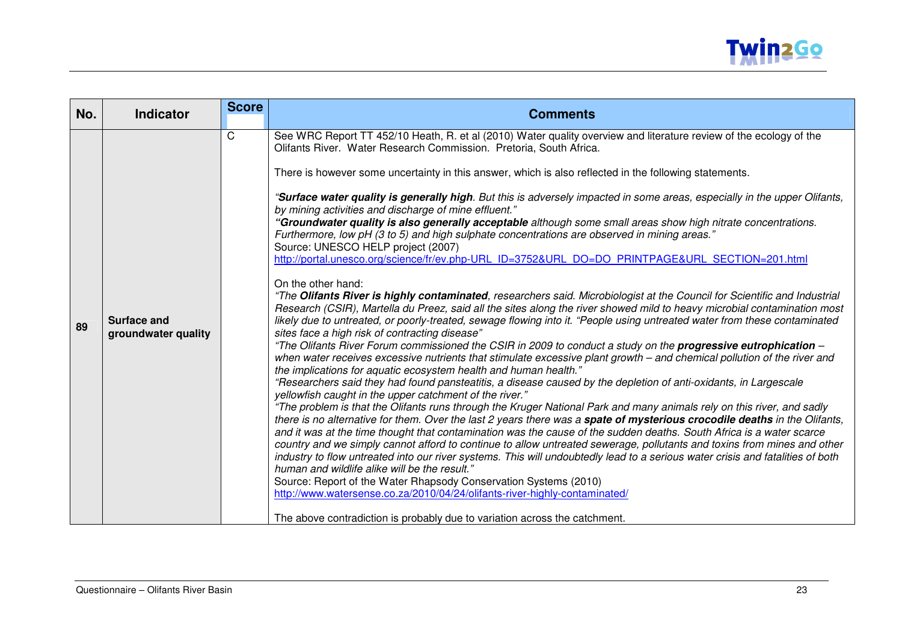| No. | Indicator | Score | Comments |
|---|---|---|---|
| 89 | **Surface and groundwater quality** | C | See WRC Report TT 452/10 Heath, R. et al (2010) Water quality overview and literature review of the ecology of the Olifants River. Water Research Commission. Pretoria, South Africa.<br><br>There is however some uncertainty in this answer, which is also reflected in the following statements.<br><br>*"**Surface water quality is generally high**. But this is adversely impacted in some areas, especially in the upper Olifants, by mining activities and discharge of mine effluent."*<br>*"**Groundwater quality is also generally acceptable** although some small areas show high nitrate concentrations. Furthermore, low pH (3 to 5) and high sulphate concentrations are observed in mining areas."*<br>Source: UNESCO HELP project (2007)<br>http://portal.unesco.org/science/fr/ev.php-URL_ID=3752&URL_DO=DO_PRINTPAGE&URL_SECTION=201.html<br><br>On the other hand:<br>*"The **Olifants River is highly contaminated**, researchers said. Microbiologist at the Council for Scientific and Industrial Research (CSIR), Martella du Preez, said all the sites along the river showed mild to heavy microbial contamination most likely due to untreated, or poorly-treated, sewage flowing into it. "People using untreated water from these contaminated sites face a high risk of contracting disease"*<br>*"The Olifants River Forum commissioned the CSIR in 2009 to conduct a study on the **progressive eutrophication** – when water receives excessive nutrients that stimulate excessive plant growth – and chemical pollution of the river and the implications for aquatic ecosystem health and human health."*<br>*"Researchers said they had found pansteatitis, a disease caused by the depletion of anti-oxidants, in Largescale yellowfish caught in the upper catchment of the river."*<br>*"The problem is that the Olifants runs through the Kruger National Park and many animals rely on this river, and sadly there is no alternative for them. Over the last 2 years there was a **spate of mysterious crocodile deaths** in the Olifants, and it was at the time thought that contamination was the cause of the sudden deaths. South Africa is a water scarce country and we simply cannot afford to continue to allow untreated sewerage, pollutants and toxins from mines and other industry to flow untreated into our river systems. This will undoubtedly lead to a serious water crisis and fatalities of both human and wildlife alike will be the result."*<br>Source: Report of the Water Rhapsody Conservation Systems (2010)<br>http://www.watersense.co.za/2010/04/24/olifants-river-highly-contaminated/<br><br>The above contradiction is probably due to variation across the catchment. |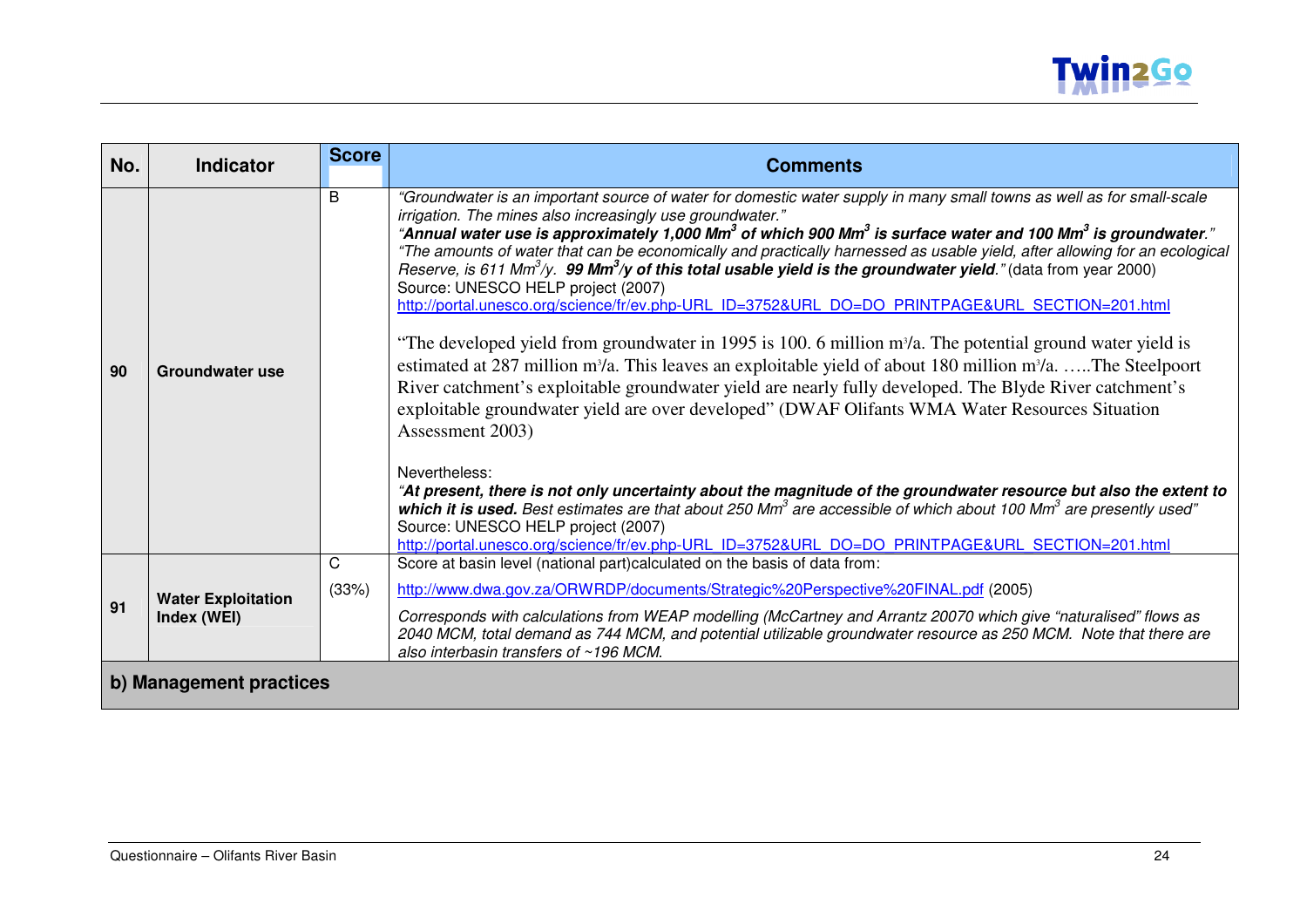| No. | Indicator | Score | Comments |
|---|---|---|---|
| 90 | **Groundwater use** | B | *"Groundwater is an important source of water for domestic water supply in many small towns as well as for small-scale irrigation. The mines also increasingly use groundwater."* *"**Annual water use is approximately 1,000 Mm$^3$ of which 900 Mm$^3$ is surface water and 100 Mm$^3$ is groundwater**."* *"The amounts of water that can be economically and practically harnessed as usable yield, after allowing for an ecological Reserve, is 611 Mm$^3$/y. **99 Mm$^3$/y of this total usable yield is the groundwater yield**."* (data from year 2000) Source: UNESCO HELP project (2007) http://portal.unesco.org/science/fr/ev.php-URL_ID=3752&URL_DO=DO_PRINTPAGE&URL_SECTION=201.html<br><br>"The developed yield from groundwater in 1995 is 100. 6 million m³/a. The potential ground water yield is estimated at 287 million m³/a. This leaves an exploitable yield of about 180 million m³/a. …..The Steelpoort River catchment's exploitable groundwater yield are nearly fully developed. The Blyde River catchment's exploitable groundwater yield are over developed" (DWAF Olifants WMA Water Resources Situation Assessment 2003)<br><br>Nevertheless: *"**At present, there is not only uncertainty about the magnitude of the groundwater resource but also the extent to which it is used.** Best estimates are that about 250 Mm$^3$ are accessible of which about 100 Mm$^3$ are presently used"* Source: UNESCO HELP project (2007) http://portal.unesco.org/science/fr/ev.php-URL_ID=3752&URL_DO=DO_PRINTPAGE&URL_SECTION=201.html |
| 91 | **Water Exploitation Index (WEI)** | C (33%) | Score at basin level (national part)calculated on the basis of data from: http://www.dwa.gov.za/ORWRDP/documents/Strategic%20Perspective%20FINAL.pdf (2005)<br><br>*Corresponds with calculations from WEAP modelling (McCartney and Arrantz 20070 which give "naturalised" flows as 2040 MCM, total demand as 744 MCM, and potential utilizable groundwater resource as 250 MCM. Note that there are also interbasin transfers of ~196 MCM.* |
| **b) Management practices** | | | |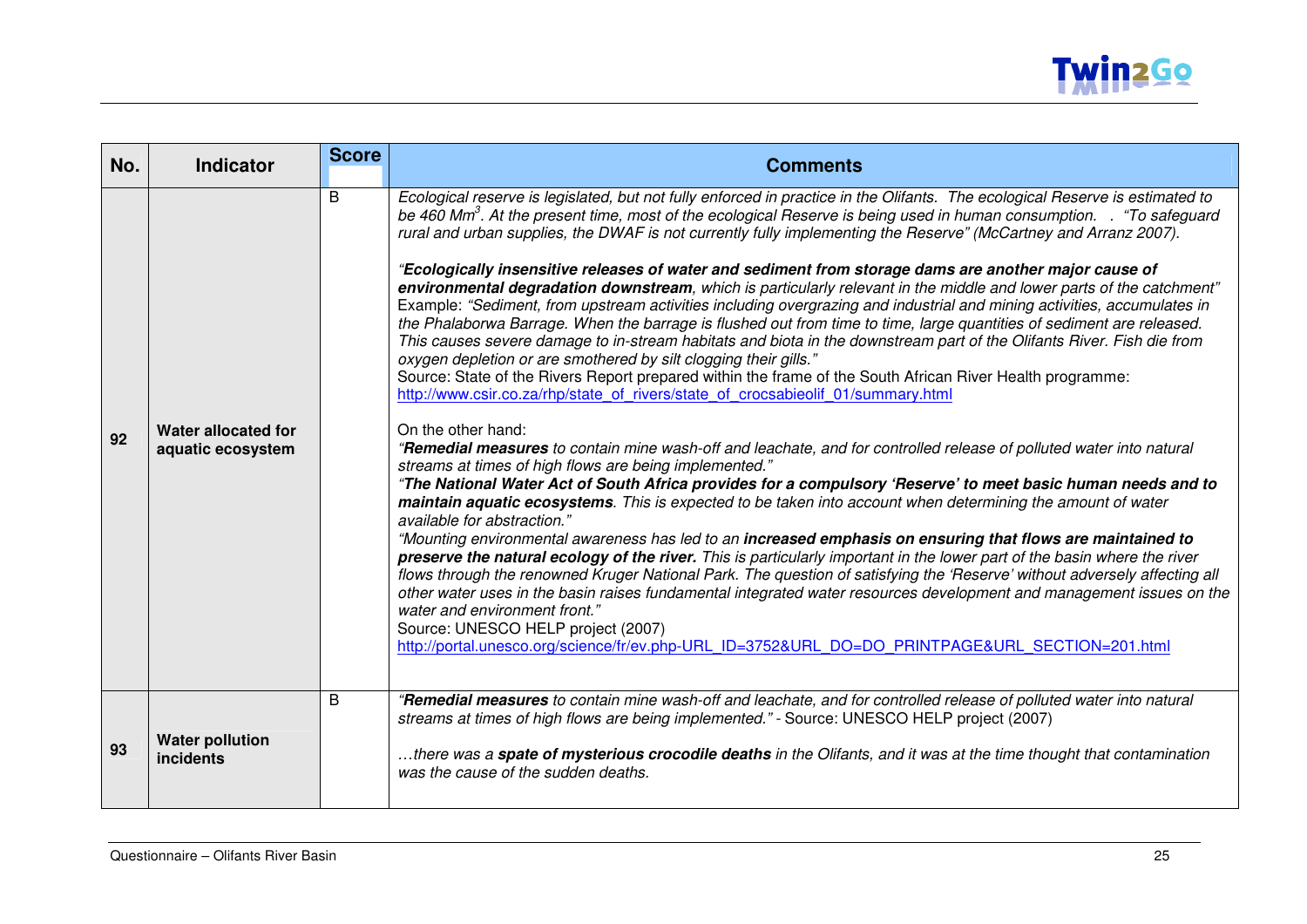| No. | Indicator | Score | Comments |
|---|---|---|---|
| 92 | **Water allocated for aquatic ecosystem** | B | *Ecological reserve is legislated, but not fully enforced in practice in the Olifants. The ecological Reserve is estimated to be 460 Mm$^3$. At the present time, most of the ecological Reserve is being used in human consumption. . "To safeguard rural and urban supplies, the DWAF is not currently fully implementing the Reserve" (McCartney and Arranz 2007).*<br><br>*"**Ecologically insensitive releases of water and sediment from storage dams are another major cause of environmental degradation downstream**, which is particularly relevant in the middle and lower parts of the catchment"*<br>Example: *"Sediment, from upstream activities including overgrazing and industrial and mining activities, accumulates in the Phalaborwa Barrage. When the barrage is flushed out from time to time, large quantities of sediment are released. This causes severe damage to in-stream habitats and biota in the downstream part of the Olifants River. Fish die from oxygen depletion or are smothered by silt clogging their gills."*<br>Source: State of the Rivers Report prepared within the frame of the South African River Health programme: http://www.csir.co.za/rhp/state_of_rivers/state_of_crocsabieolif_01/summary.html<br><br>On the other hand:<br>*"**Remedial measures** to contain mine wash-off and leachate, and for controlled release of polluted water into natural streams at times of high flows are being implemented."*<br>*"**The National Water Act of South Africa provides for a compulsory 'Reserve' to meet basic human needs and to maintain aquatic ecosystems**. This is expected to be taken into account when determining the amount of water available for abstraction."*<br>*"Mounting environmental awareness has led to an **increased emphasis on ensuring that flows are maintained to preserve the natural ecology of the river.** This is particularly important in the lower part of the basin where the river flows through the renowned Kruger National Park. The question of satisfying the 'Reserve' without adversely affecting all other water uses in the basin raises fundamental integrated water resources development and management issues on the water and environment front."*<br>Source: UNESCO HELP project (2007)<br>http://portal.unesco.org/science/fr/ev.php-URL_ID=3752&URL_DO=DO_PRINTPAGE&URL_SECTION=201.html |
| 93 | **Water pollution incidents** | B | *"**Remedial measures** to contain mine wash-off and leachate, and for controlled release of polluted water into natural streams at times of high flows are being implemented."* - Source: UNESCO HELP project (2007)<br><br>*…there was a **spate of mysterious crocodile deaths** in the Olifants, and it was at the time thought that contamination was the cause of the sudden deaths.* |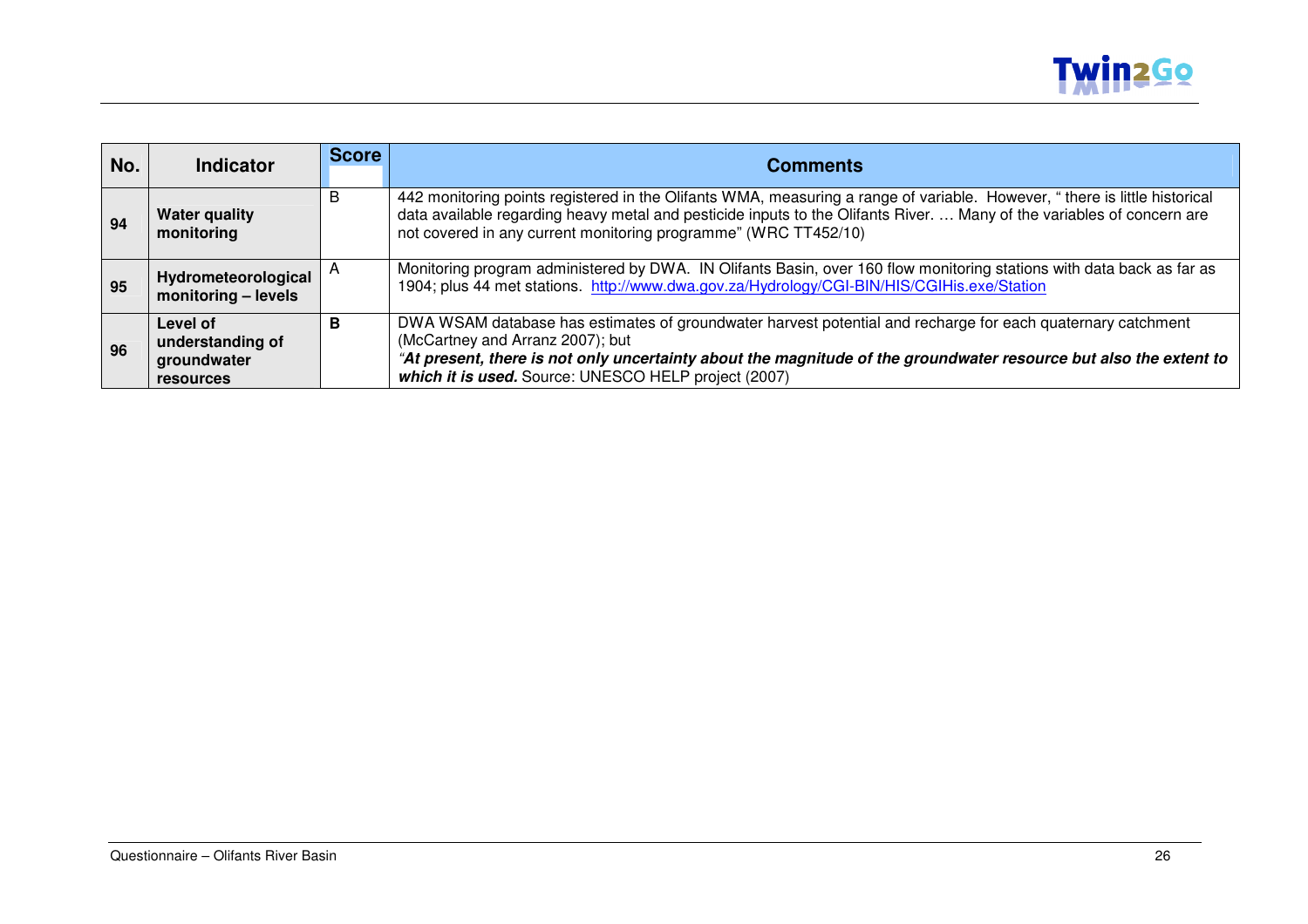| No. | Indicator | Score | Comments |
|---|---|---|---|
| 94 | **Water quality monitoring** | B | 442 monitoring points registered in the Olifants WMA, measuring a range of variable. However, " there is little historical data available regarding heavy metal and pesticide inputs to the Olifants River. … Many of the variables of concern are not covered in any current monitoring programme" (WRC TT452/10) |
| 95 | **Hydrometeorological monitoring – levels** | A | Monitoring program administered by DWA. IN Olifants Basin, over 160 flow monitoring stations with data back as far as 1904; plus 44 met stations. http://www.dwa.gov.za/Hydrology/CGI-BIN/HIS/CGIHis.exe/Station |
| 96 | **Level of understanding of groundwater resources** | **B** | DWA WSAM database has estimates of groundwater harvest potential and recharge for each quaternary catchment (McCartney and Arranz 2007); but *"**At present, there is not only uncertainty about the magnitude of the groundwater resource but also the extent to which it is used.*** Source: UNESCO HELP project (2007) |